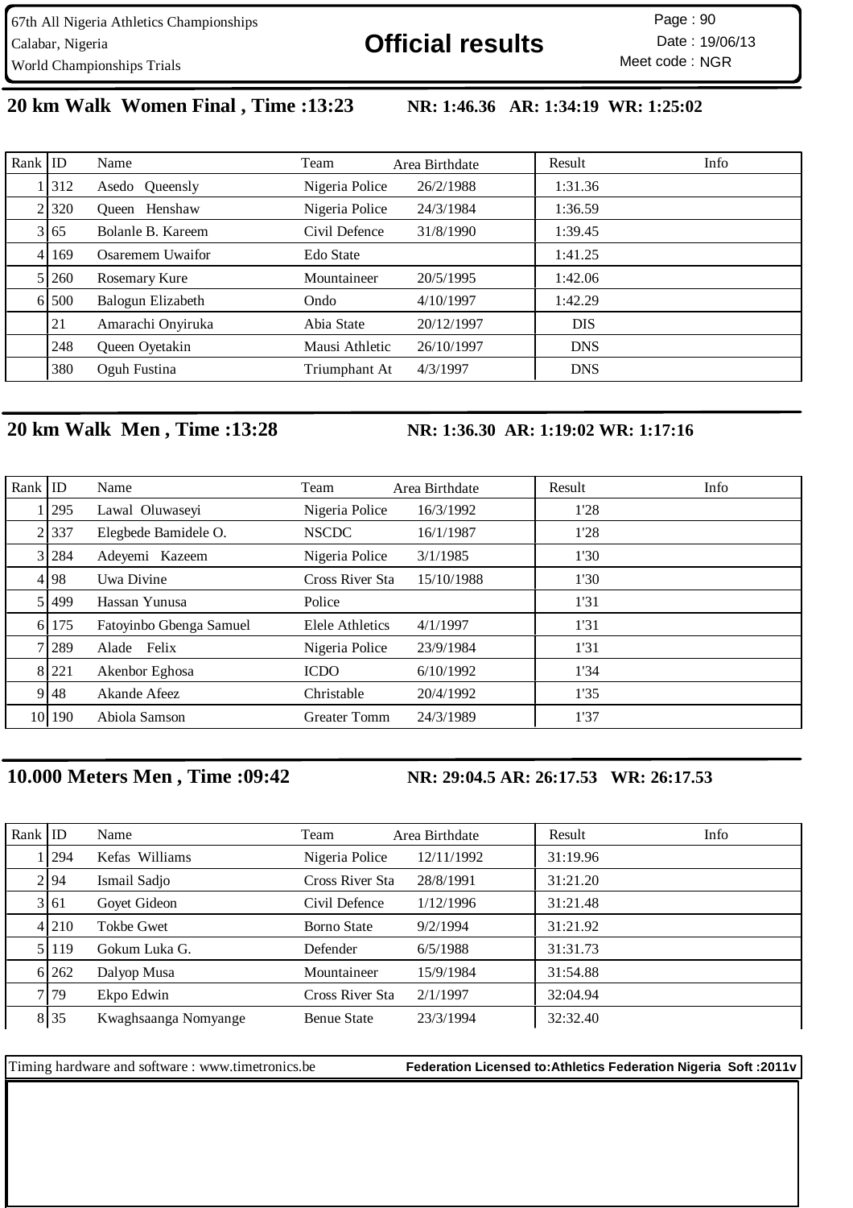67th All Nigeria Athletics Championships
Calabar, Nigeria
World Championships Trials

# Official results

Page : 90
Date : 19/06/13
Meet code : NGR

## 20 km Walk Women Final , Time :13:23

**NR: 1:46.36 AR: 1:34:19 WR: 1:25:02**

| Rank | ID | Name | Team | Area Birthdate | Result | Info |
|---|---|---|---|---|---|---|
| 1 | 312 | Asedo Queensly | Nigeria Police | 26/2/1988 | 1:31.36 | |
| 2 | 320 | Queen Henshaw | Nigeria Police | 24/3/1984 | 1:36.59 | |
| 3 | 65 | Bolanle B. Kareem | Civil Defence | 31/8/1990 | 1:39.45 | |
| 4 | 169 | Osaremem Uwaifor | Edo State | | 1:41.25 | |
| 5 | 260 | Rosemary Kure | Mountaineer | 20/5/1995 | 1:42.06 | |
| 6 | 500 | Balogun Elizabeth | Ondo | 4/10/1997 | 1:42.29 | |
| | 21 | Amarachi Onyiruka | Abia State | 20/12/1997 | DIS | |
| | 248 | Queen Oyetakin | Mausi Athletic | 26/10/1997 | DNS | |
| | 380 | Oguh Fustina | Triumphant At | 4/3/1997 | DNS | |

## 20 km Walk Men , Time :13:28

**NR: 1:36.30 AR: 1:19:02 WR: 1:17:16**

| Rank | ID | Name | Team | Area Birthdate | Result | Info |
|---|---|---|---|---|---|---|
| 1 | 295 | Lawal Oluwaseyi | Nigeria Police | 16/3/1992 | 1'28 | |
| 2 | 337 | Elegbede Bamidele O. | NSCDC | 16/1/1987 | 1'28 | |
| 3 | 284 | Adeyemi Kazeem | Nigeria Police | 3/1/1985 | 1'30 | |
| 4 | 98 | Uwa Divine | Cross River Sta | 15/10/1988 | 1'30 | |
| 5 | 499 | Hassan Yunusa | Police | | 1'31 | |
| 6 | 175 | Fatoyinbo Gbenga Samuel | Elele Athletics | 4/1/1997 | 1'31 | |
| 7 | 289 | Alade Felix | Nigeria Police | 23/9/1984 | 1'31 | |
| 8 | 221 | Akenbor Eghosa | ICDO | 6/10/1992 | 1'34 | |
| 9 | 48 | Akande Afeez | Christable | 20/4/1992 | 1'35 | |
| 10 | 190 | Abiola Samson | Greater Tomm | 24/3/1989 | 1'37 | |

## 10.000 Meters Men , Time :09:42

**NR: 29:04.5 AR: 26:17.53 WR: 26:17.53**

| Rank | ID | Name | Team | Area Birthdate | Result | Info |
|---|---|---|---|---|---|---|
| 1 | 294 | Kefas Williams | Nigeria Police | 12/11/1992 | 31:19.96 | |
| 2 | 94 | Ismail Sadjo | Cross River Sta | 28/8/1991 | 31:21.20 | |
| 3 | 61 | Goyet Gideon | Civil Defence | 1/12/1996 | 31:21.48 | |
| 4 | 210 | Tokbe Gwet | Borno State | 9/2/1994 | 31:21.92 | |
| 5 | 119 | Gokum Luka G. | Defender | 6/5/1988 | 31:31.73 | |
| 6 | 262 | Dalyop Musa | Mountaineer | 15/9/1984 | 31:54.88 | |
| 7 | 79 | Ekpo Edwin | Cross River Sta | 2/1/1997 | 32:04.94 | |
| 8 | 35 | Kwaghsaanga Nomyange | Benue State | 23/3/1994 | 32:32.40 | |

Timing hardware and software : www.timetronics.be

**Federation Licensed to:Athletics Federation Nigeria Soft :2011v**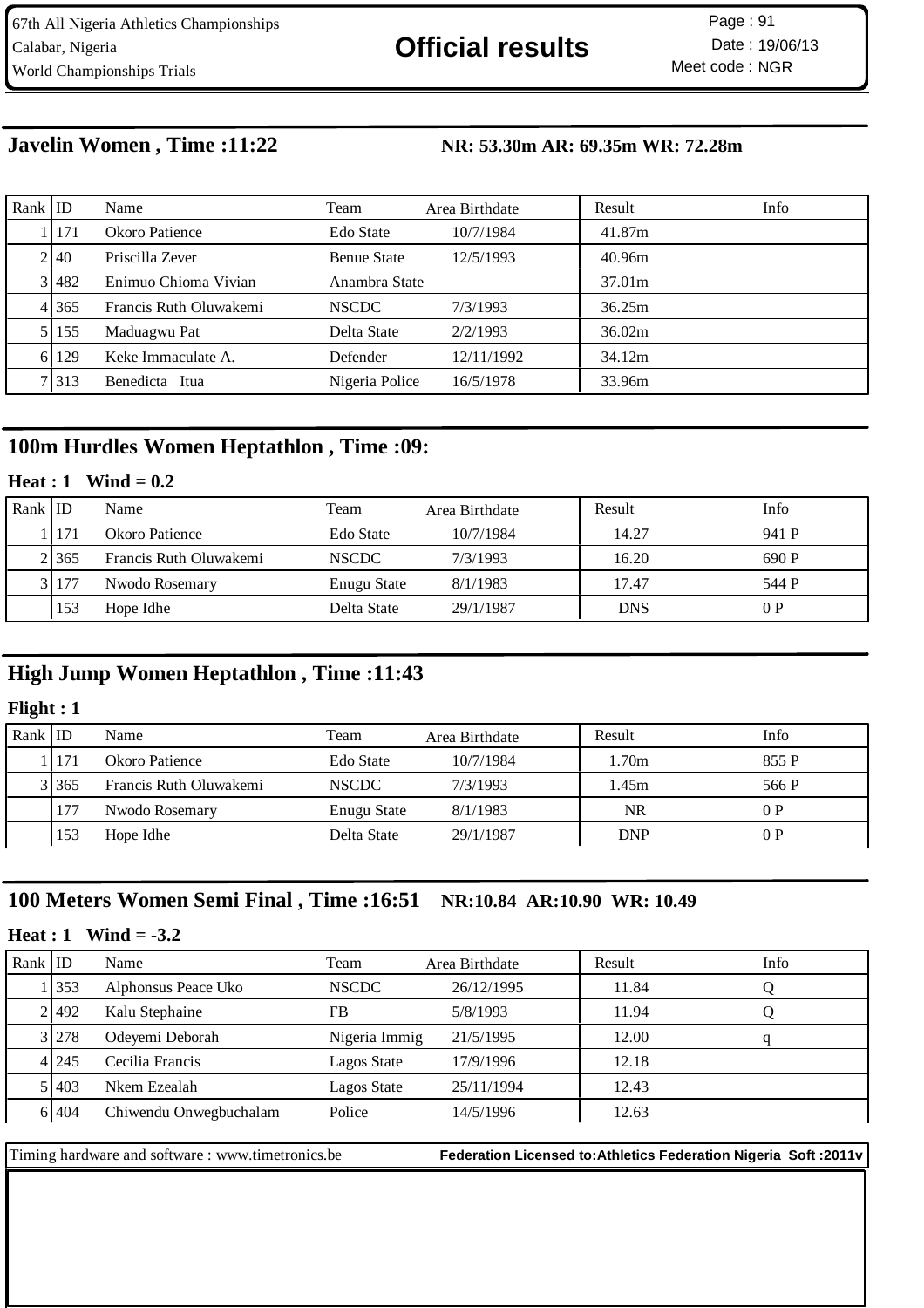## Javelin Women , Time :11:22 NR: 53.30m AR: 69.35m WR: 72.28m

| Rank | ID | Name | Team | Area Birthdate | Result | Info |
|---|---|---|---|---|---|---|
| 1 | 171 | Okoro Patience | Edo State | 10/7/1984 | 41.87m | |
| 2 | 40 | Priscilla Zever | Benue State | 12/5/1993 | 40.96m | |
| 3 | 482 | Enimuo Chioma Vivian | Anambra State | | 37.01m | |
| 4 | 365 | Francis Ruth Oluwakemi | NSCDC | 7/3/1993 | 36.25m | |
| 5 | 155 | Maduagwu Pat | Delta State | 2/2/1993 | 36.02m | |
| 6 | 129 | Keke Immaculate A. | Defender | 12/11/1992 | 34.12m | |
| 7 | 313 | Benedicta Itua | Nigeria Police | 16/5/1978 | 33.96m | |

## 100m Hurdles Women Heptathlon , Time :09:

**Heat : 1 Wind = 0.2**

| Rank | ID | Name | Team | Area Birthdate | Result | Info |
|---|---|---|---|---|---|---|
| 1 | 171 | Okoro Patience | Edo State | 10/7/1984 | 14.27 | 941 P |
| 2 | 365 | Francis Ruth Oluwakemi | NSCDC | 7/3/1993 | 16.20 | 690 P |
| 3 | 177 | Nwodo Rosemary | Enugu State | 8/1/1983 | 17.47 | 544 P |
| | 153 | Hope Idhe | Delta State | 29/1/1987 | DNS | 0 P |

## High Jump Women Heptathlon , Time :11:43

**Flight : 1**

| Rank | ID | Name | Team | Area Birthdate | Result | Info |
|---|---|---|---|---|---|---|
| 1 | 171 | Okoro Patience | Edo State | 10/7/1984 | 1.70m | 855 P |
| 3 | 365 | Francis Ruth Oluwakemi | NSCDC | 7/3/1993 | 1.45m | 566 P |
| | 177 | Nwodo Rosemary | Enugu State | 8/1/1983 | NR | 0 P |
| | 153 | Hope Idhe | Delta State | 29/1/1987 | DNP | 0 P |

## 100 Meters Women Semi Final , Time :16:51 NR:10.84 AR:10.90 WR: 10.49

**Heat : 1 Wind = -3.2**

| Rank | ID | Name | Team | Area Birthdate | Result | Info |
|---|---|---|---|---|---|---|
| 1 | 353 | Alphonsus Peace Uko | NSCDC | 26/12/1995 | 11.84 | Q |
| 2 | 492 | Kalu Stephaine | FB | 5/8/1993 | 11.94 | Q |
| 3 | 278 | Odeyemi Deborah | Nigeria Immig | 21/5/1995 | 12.00 | q |
| 4 | 245 | Cecilia Francis | Lagos State | 17/9/1996 | 12.18 | |
| 5 | 403 | Nkem Ezealah | Lagos State | 25/11/1994 | 12.43 | |
| 6 | 404 | Chiwendu Onwegbuchalam | Police | 14/5/1996 | 12.63 | |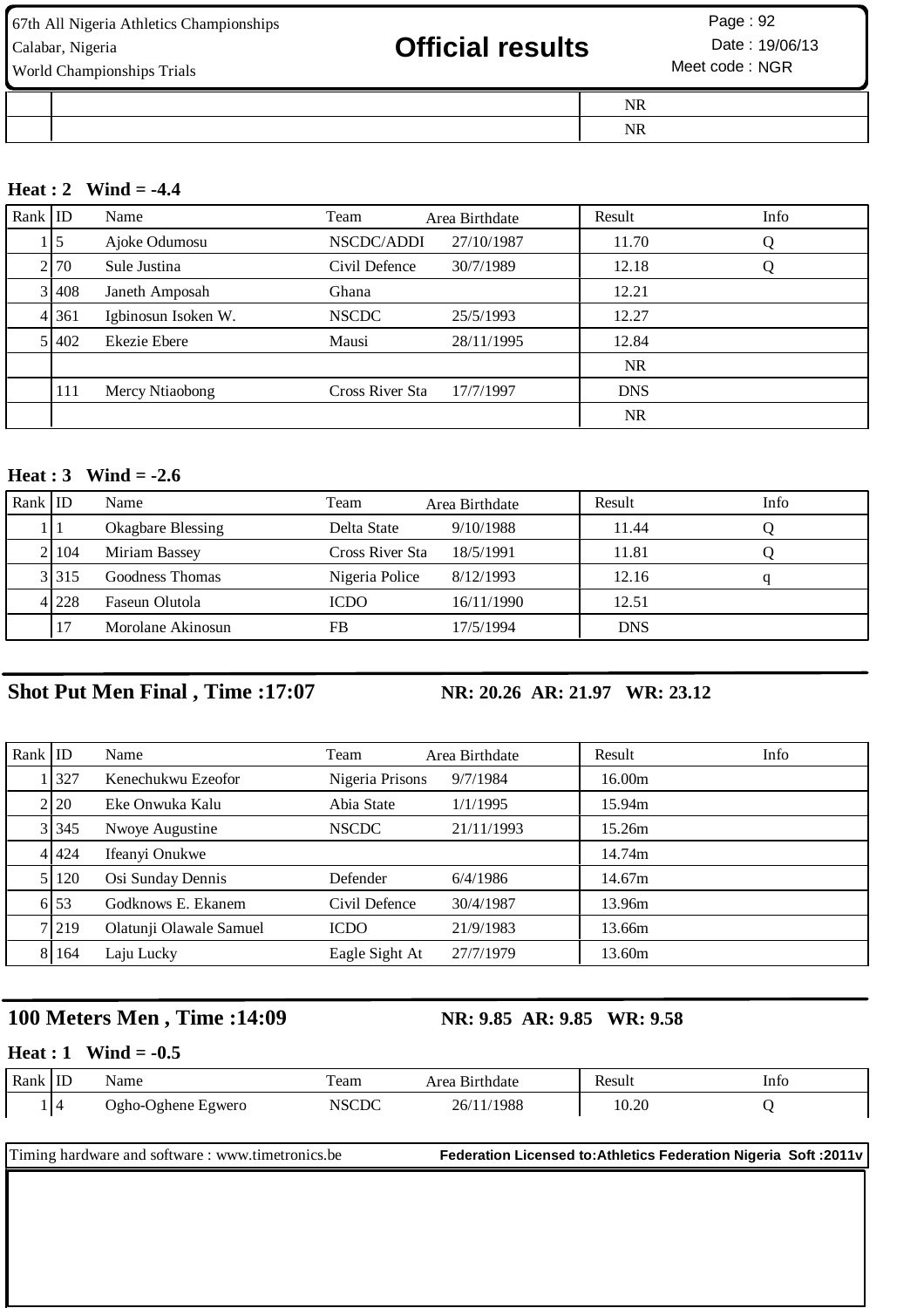| | | NR |
|---|---|---|
| | | NR |

**Heat : 2 Wind = -4.4**

| Rank | ID | Name | Team | Area Birthdate | Result | Info |
|---|---|---|---|---|---|---|
| 1 | 5 | Ajoke Odumosu | NSCDC/ADDI | 27/10/1987 | 11.70 | Q |
| 2 | 70 | Sule Justina | Civil Defence | 30/7/1989 | 12.18 | Q |
| 3 | 408 | Janeth Amposah | Ghana | | 12.21 | |
| 4 | 361 | Igbinosun Isoken W. | NSCDC | 25/5/1993 | 12.27 | |
| 5 | 402 | Ekezie Ebere | Mausi | 28/11/1995 | 12.84 | |
| | | | | | NR | |
| | 111 | Mercy Ntiaobong | Cross River Sta | 17/7/1997 | DNS | |
| | | | | | NR | |

**Heat : 3 Wind = -2.6**

| Rank | ID | Name | Team | Area Birthdate | Result | Info |
|---|---|---|---|---|---|---|
| 1 | 1 | Okagbare Blessing | Delta State | 9/10/1988 | 11.44 | Q |
| 2 | 104 | Miriam Bassey | Cross River Sta | 18/5/1991 | 11.81 | Q |
| 3 | 315 | Goodness Thomas | Nigeria Police | 8/12/1993 | 12.16 | q |
| 4 | 228 | Faseun Olutola | ICDO | 16/11/1990 | 12.51 | |
| | 17 | Morolane Akinosun | FB | 17/5/1994 | DNS | |

## Shot Put Men Final , Time :17:07

**NR: 20.26 AR: 21.97 WR: 23.12**

| Rank | ID | Name | Team | Area Birthdate | Result | Info |
|---|---|---|---|---|---|---|
| 1 | 327 | Kenechukwu Ezeofor | Nigeria Prisons | 9/7/1984 | 16.00m | |
| 2 | 20 | Eke Onwuka Kalu | Abia State | 1/1/1995 | 15.94m | |
| 3 | 345 | Nwoye Augustine | NSCDC | 21/11/1993 | 15.26m | |
| 4 | 424 | Ifeanyi Onukwe | | | 14.74m | |
| 5 | 120 | Osi Sunday Dennis | Defender | 6/4/1986 | 14.67m | |
| 6 | 53 | Godknows E. Ekanem | Civil Defence | 30/4/1987 | 13.96m | |
| 7 | 219 | Olatunji Olawale Samuel | ICDO | 21/9/1983 | 13.66m | |
| 8 | 164 | Laju Lucky | Eagle Sight At | 27/7/1979 | 13.60m | |

## 100 Meters Men , Time :14:09

**NR: 9.85 AR: 9.85 WR: 9.58**

**Heat : 1 Wind = -0.5**

| Rank | ID | Name | Team | Area Birthdate | Result | Info |
|---|---|---|---|---|---|---|
| 1 | 4 | Ogho-Oghene Egwero | NSCDC | 26/11/1988 | 10.20 | Q |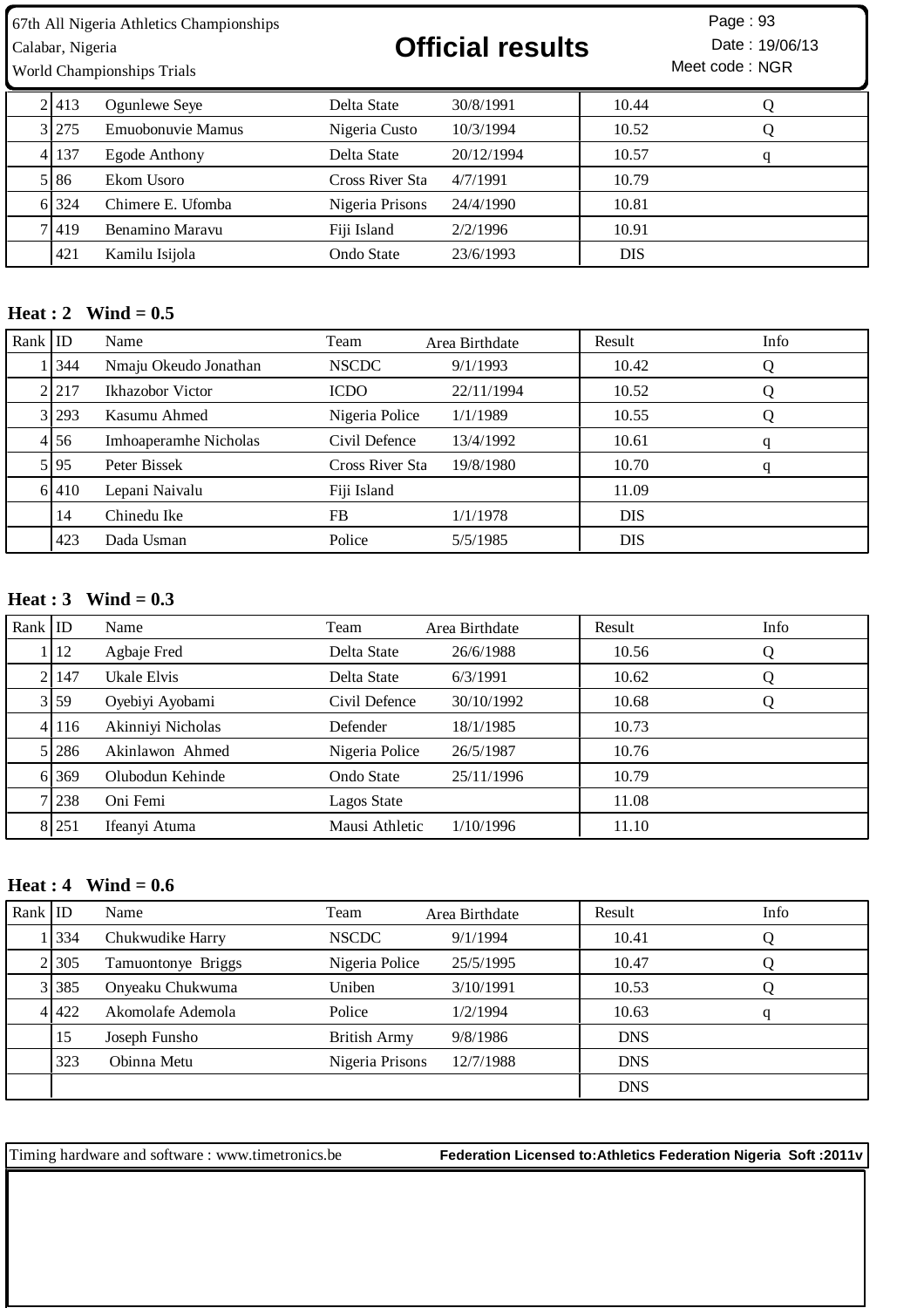| Rank | ID | Name | Team | Area Birthdate | Result | Info |
|---|---|---|---|---|---|---|
| 2 | 413 | Ogunlewe Seye | Delta State | 30/8/1991 | 10.44 | Q |
| 3 | 275 | Emuobonuvie Mamus | Nigeria Custo | 10/3/1994 | 10.52 | Q |
| 4 | 137 | Egode Anthony | Delta State | 20/12/1994 | 10.57 | q |
| 5 | 86 | Ekom Usoro | Cross River Sta | 4/7/1991 | 10.79 | |
| 6 | 324 | Chimere E. Ufomba | Nigeria Prisons | 24/4/1990 | 10.81 | |
| 7 | 419 | Benamino Maravu | Fiji Island | 2/2/1996 | 10.91 | |
| | 421 | Kamilu Isijola | Ondo State | 23/6/1993 | DIS | |

### Heat : 2 Wind = 0.5

| Rank | ID | Name | Team | Area Birthdate | Result | Info |
|---|---|---|---|---|---|---|
| 1 | 344 | Nmaju Okeudo Jonathan | NSCDC | 9/1/1993 | 10.42 | Q |
| 2 | 217 | Ikhazobor Victor | ICDO | 22/11/1994 | 10.52 | Q |
| 3 | 293 | Kasumu Ahmed | Nigeria Police | 1/1/1989 | 10.55 | Q |
| 4 | 56 | Imhoaperamhe Nicholas | Civil Defence | 13/4/1992 | 10.61 | q |
| 5 | 95 | Peter Bissek | Cross River Sta | 19/8/1980 | 10.70 | q |
| 6 | 410 | Lepani Naivalu | Fiji Island | | 11.09 | |
| | 14 | Chinedu Ike | FB | 1/1/1978 | DIS | |
| | 423 | Dada Usman | Police | 5/5/1985 | DIS | |

### Heat : 3 Wind = 0.3

| Rank | ID | Name | Team | Area Birthdate | Result | Info |
|---|---|---|---|---|---|---|
| 1 | 12 | Agbaje Fred | Delta State | 26/6/1988 | 10.56 | Q |
| 2 | 147 | Ukale Elvis | Delta State | 6/3/1991 | 10.62 | Q |
| 3 | 59 | Oyebiyi Ayobami | Civil Defence | 30/10/1992 | 10.68 | Q |
| 4 | 116 | Akinniyi Nicholas | Defender | 18/1/1985 | 10.73 | |
| 5 | 286 | Akinlawon Ahmed | Nigeria Police | 26/5/1987 | 10.76 | |
| 6 | 369 | Olubodun Kehinde | Ondo State | 25/11/1996 | 10.79 | |
| 7 | 238 | Oni Femi | Lagos State | | 11.08 | |
| 8 | 251 | Ifeanyi Atuma | Mausi Athletic | 1/10/1996 | 11.10 | |

### Heat : 4 Wind = 0.6

| Rank | ID | Name | Team | Area Birthdate | Result | Info |
|---|---|---|---|---|---|---|
| 1 | 334 | Chukwudike Harry | NSCDC | 9/1/1994 | 10.41 | Q |
| 2 | 305 | Tamuontonye Briggs | Nigeria Police | 25/5/1995 | 10.47 | Q |
| 3 | 385 | Onyeaku Chukwuma | Uniben | 3/10/1991 | 10.53 | Q |
| 4 | 422 | Akomolafe Ademola | Police | 1/2/1994 | 10.63 | q |
| | 15 | Joseph Funsho | British Army | 9/8/1986 | DNS | |
| | 323 | Obinna Metu | Nigeria Prisons | 12/7/1988 | DNS | |
| | | | | | DNS | |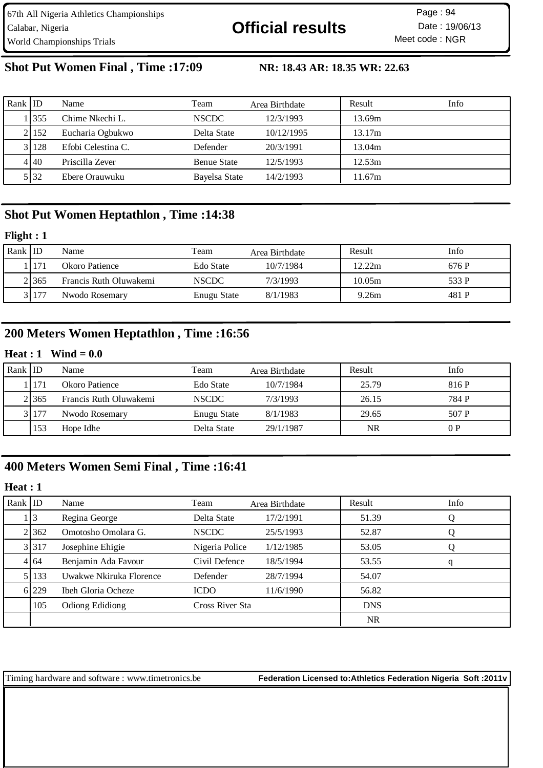67th All Nigeria Athletics Championships
Calabar, Nigeria
World Championships Trials

# Official results

Page : 94
Date : 19/06/13
Meet code : NGR

## Shot Put Women Final , Time :17:09

**NR: 18.43 AR: 18.35 WR: 22.63**

| Rank | ID | Name | Team | Area | Birthdate | Result | Info |
|---|---|---|---|---|---|---|---|
| 1 | 355 | Chime Nkechi L. | NSCDC | | 12/3/1993 | 13.69m | |
| 2 | 152 | Eucharia Ogbukwo | Delta State | | 10/12/1995 | 13.17m | |
| 3 | 128 | Efobi Celestina C. | Defender | | 20/3/1991 | 13.04m | |
| 4 | 40 | Priscilla Zever | Benue State | | 12/5/1993 | 12.53m | |
| 5 | 32 | Ebere Orauwuku | Bayelsa State | | 14/2/1993 | 11.67m | |

## Shot Put Women Heptathlon , Time :14:38

**Flight : 1**

| Rank | ID | Name | Team | Area | Birthdate | Result | Info |
|---|---|---|---|---|---|---|---|
| 1 | 171 | Okoro Patience | Edo State | | 10/7/1984 | 12.22m | 676 P |
| 2 | 365 | Francis Ruth Oluwakemi | NSCDC | | 7/3/1993 | 10.05m | 533 P |
| 3 | 177 | Nwodo Rosemary | Enugu State | | 8/1/1983 | 9.26m | 481 P |

## 200 Meters Women Heptathlon , Time :16:56

**Heat : 1 Wind = 0.0**

| Rank | ID | Name | Team | Area | Birthdate | Result | Info |
|---|---|---|---|---|---|---|---|
| 1 | 171 | Okoro Patience | Edo State | | 10/7/1984 | 25.79 | 816 P |
| 2 | 365 | Francis Ruth Oluwakemi | NSCDC | | 7/3/1993 | 26.15 | 784 P |
| 3 | 177 | Nwodo Rosemary | Enugu State | | 8/1/1983 | 29.65 | 507 P |
| | 153 | Hope Idhe | Delta State | | 29/1/1987 | NR | 0 P |

## 400 Meters Women Semi Final , Time :16:41

**Heat : 1**

| Rank | ID | Name | Team | Area | Birthdate | Result | Info |
|---|---|---|---|---|---|---|---|
| 1 | 3 | Regina George | Delta State | | 17/2/1991 | 51.39 | Q |
| 2 | 362 | Omotosho Omolara G. | NSCDC | | 25/5/1993 | 52.87 | Q |
| 3 | 317 | Josephine Ehigie | Nigeria Police | | 1/12/1985 | 53.05 | Q |
| 4 | 64 | Benjamin Ada Favour | Civil Defence | | 18/5/1994 | 53.55 | q |
| 5 | 133 | Uwakwe Nkiruka Florence | Defender | | 28/7/1994 | 54.07 | |
| 6 | 229 | Ibeh Gloria Ocheze | ICDO | | 11/6/1990 | 56.82 | |
| | 105 | Odiong Edidiong | Cross River Sta | | | DNS | |
| | | | | | | NR | |

Timing hardware and software : www.timetronics.be **Federation Licensed to:Athletics Federation Nigeria Soft :2011v**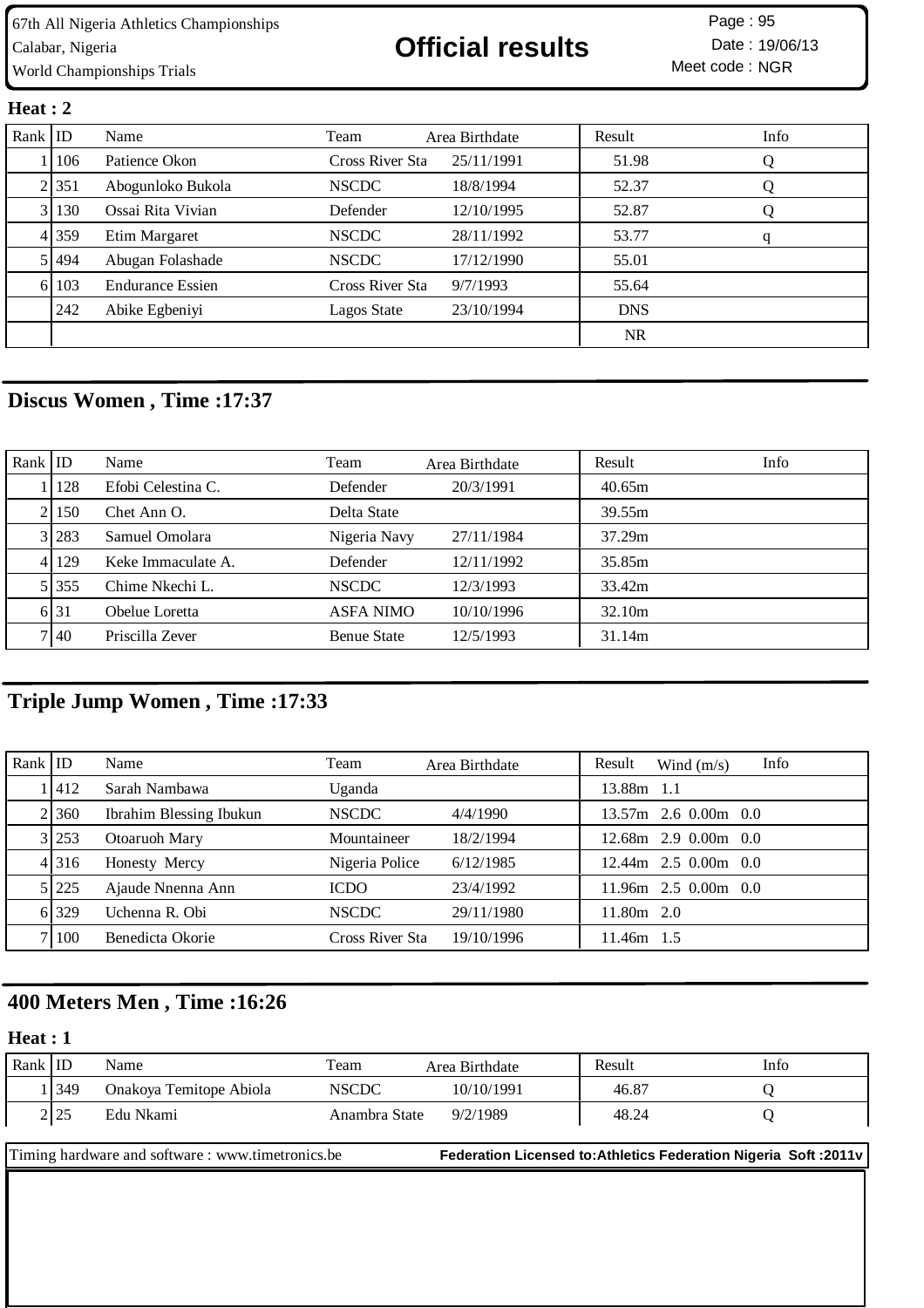67th All Nigeria Athletics Championships
Calabar, Nigeria
World Championships Trials

# Official results

Page : 95
Date : 19/06/13
Meet code : NGR

**Heat : 2**

| Rank | ID | Name | Team | Area Birthdate | Result | Info |
|---|---|---|---|---|---|---|
| 1 | 106 | Patience Okon | Cross River Sta | 25/11/1991 | 51.98 | Q |
| 2 | 351 | Abogunloko Bukola | NSCDC | 18/8/1994 | 52.37 | Q |
| 3 | 130 | Ossai Rita Vivian | Defender | 12/10/1995 | 52.87 | Q |
| 4 | 359 | Etim Margaret | NSCDC | 28/11/1992 | 53.77 | q |
| 5 | 494 | Abugan Folashade | NSCDC | 17/12/1990 | 55.01 | |
| 6 | 103 | Endurance Essien | Cross River Sta | 9/7/1993 | 55.64 | |
| | 242 | Abike Egbeniyi | Lagos State | 23/10/1994 | DNS | |
| | | | | | NR | |

## Discus Women , Time :17:37

| Rank | ID | Name | Team | Area Birthdate | Result | Info |
|---|---|---|---|---|---|---|
| 1 | 128 | Efobi Celestina C. | Defender | 20/3/1991 | 40.65m | |
| 2 | 150 | Chet Ann O. | Delta State | | 39.55m | |
| 3 | 283 | Samuel Omolara | Nigeria Navy | 27/11/1984 | 37.29m | |
| 4 | 129 | Keke Immaculate A. | Defender | 12/11/1992 | 35.85m | |
| 5 | 355 | Chime Nkechi L. | NSCDC | 12/3/1993 | 33.42m | |
| 6 | 31 | Obelue Loretta | ASFA NIMO | 10/10/1996 | 32.10m | |
| 7 | 40 | Priscilla Zever | Benue State | 12/5/1993 | 31.14m | |

## Triple Jump Women , Time :17:33

| Rank | ID | Name | Team | Area Birthdate | Result | Wind (m/s) | Info |
|---|---|---|---|---|---|---|---|
| 1 | 412 | Sarah Nambawa | Uganda | | 13.88m | 1.1 | |
| 2 | 360 | Ibrahim Blessing Ibukun | NSCDC | 4/4/1990 | 13.57m | 2.6 | 0.00m 0.0 |
| 3 | 253 | Otoaruoh Mary | Mountaineer | 18/2/1994 | 12.68m | 2.9 | 0.00m 0.0 |
| 4 | 316 | Honesty Mercy | Nigeria Police | 6/12/1985 | 12.44m | 2.5 | 0.00m 0.0 |
| 5 | 225 | Ajaude Nnenna Ann | ICDO | 23/4/1992 | 11.96m | 2.5 | 0.00m 0.0 |
| 6 | 329 | Uchenna R. Obi | NSCDC | 29/11/1980 | 11.80m | 2.0 | |
| 7 | 100 | Benedicta Okorie | Cross River Sta | 19/10/1996 | 11.46m | 1.5 | |

## 400 Meters Men , Time :16:26

**Heat : 1**

| Rank | ID | Name | Team | Area Birthdate | Result | Info |
|---|---|---|---|---|---|---|
| 1 | 349 | Onakoya Temitope Abiola | NSCDC | 10/10/1991 | 46.87 | Q |
| 2 | 25 | Edu Nkami | Anambra State | 9/2/1989 | 48.24 | Q |

Timing hardware and software : www.timetronics.be    **Federation Licensed to:Athletics Federation Nigeria Soft :2011v**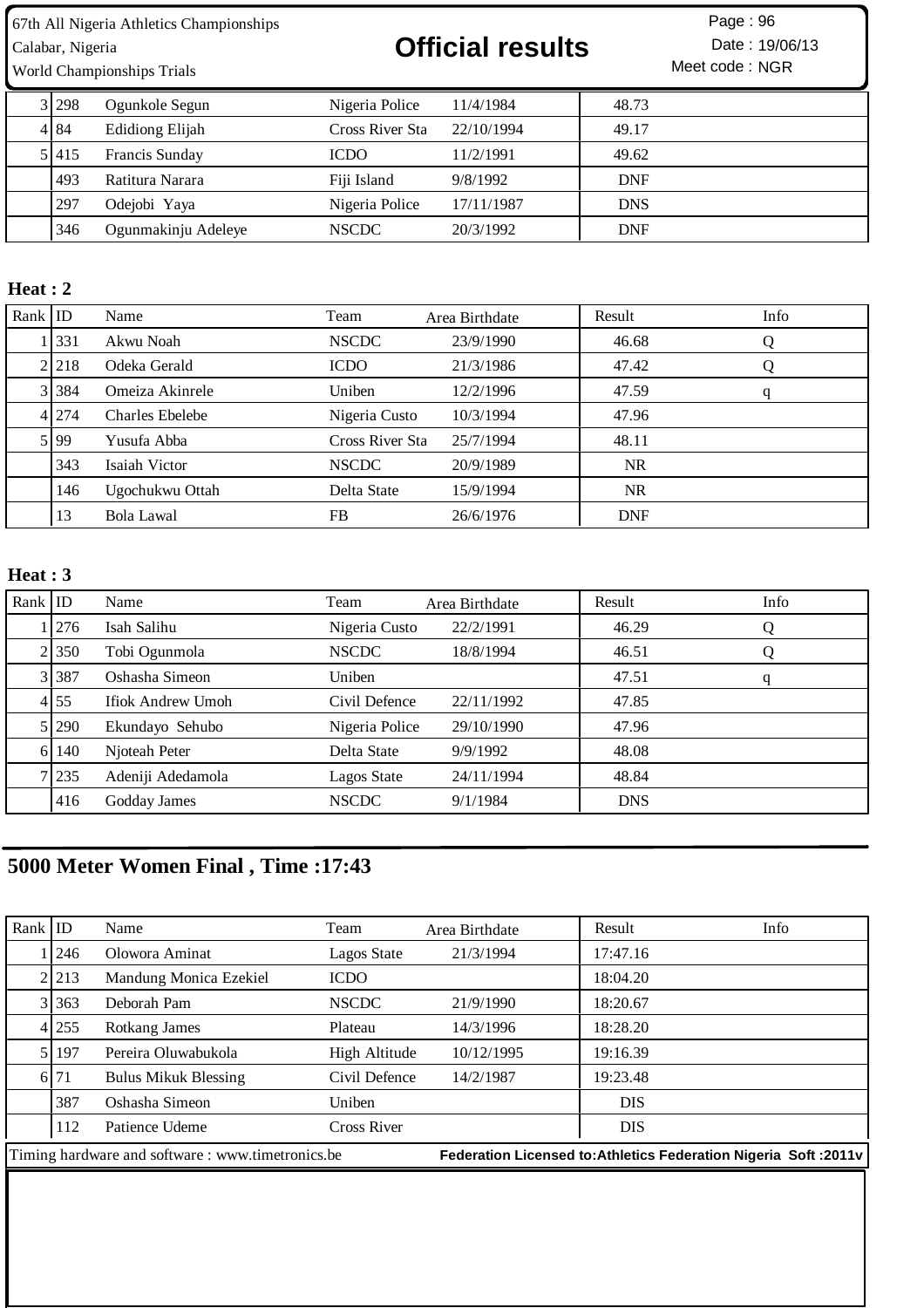| Rank | ID | Name | Team | Area Birthdate | Result | Info |
|---|---|---|---|---|---|---|
| 3 | 298 | Ogunkole Segun | Nigeria Police | 11/4/1984 | 48.73 | |
| 4 | 84 | Edidiong Elijah | Cross River Sta | 22/10/1994 | 49.17 | |
| 5 | 415 | Francis Sunday | ICDO | 11/2/1991 | 49.62 | |
| | 493 | Ratitura Narara | Fiji Island | 9/8/1992 | DNF | |
| | 297 | Odejobi Yaya | Nigeria Police | 17/11/1987 | DNS | |
| | 346 | Ogunmakinju Adeleye | NSCDC | 20/3/1992 | DNF | |

**Heat : 2**

| Rank | ID | Name | Team | Area Birthdate | Result | Info |
|---|---|---|---|---|---|---|
| 1 | 331 | Akwu Noah | NSCDC | 23/9/1990 | 46.68 | Q |
| 2 | 218 | Odeka Gerald | ICDO | 21/3/1986 | 47.42 | Q |
| 3 | 384 | Omeiza Akinrele | Uniben | 12/2/1996 | 47.59 | q |
| 4 | 274 | Charles Ebelebe | Nigeria Custo | 10/3/1994 | 47.96 | |
| 5 | 99 | Yusufa Abba | Cross River Sta | 25/7/1994 | 48.11 | |
| | 343 | Isaiah Victor | NSCDC | 20/9/1989 | NR | |
| | 146 | Ugochukwu Ottah | Delta State | 15/9/1994 | NR | |
| | 13 | Bola Lawal | FB | 26/6/1976 | DNF | |

**Heat : 3**

| Rank | ID | Name | Team | Area Birthdate | Result | Info |
|---|---|---|---|---|---|---|
| 1 | 276 | Isah Salihu | Nigeria Custo | 22/2/1991 | 46.29 | Q |
| 2 | 350 | Tobi Ogunmola | NSCDC | 18/8/1994 | 46.51 | Q |
| 3 | 387 | Oshasha Simeon | Uniben | | 47.51 | q |
| 4 | 55 | Ifiok Andrew Umoh | Civil Defence | 22/11/1992 | 47.85 | |
| 5 | 290 | Ekundayo Sehubo | Nigeria Police | 29/10/1990 | 47.96 | |
| 6 | 140 | Njoteah Peter | Delta State | 9/9/1992 | 48.08 | |
| 7 | 235 | Adeniji Adedamola | Lagos State | 24/11/1994 | 48.84 | |
| | 416 | Godday James | NSCDC | 9/1/1984 | DNS | |

## 5000 Meter Women Final , Time :17:43

| Rank | ID | Name | Team | Area Birthdate | Result | Info |
|---|---|---|---|---|---|---|
| 1 | 246 | Olowora Aminat | Lagos State | 21/3/1994 | 17:47.16 | |
| 2 | 213 | Mandung Monica Ezekiel | ICDO | | 18:04.20 | |
| 3 | 363 | Deborah Pam | NSCDC | 21/9/1990 | 18:20.67 | |
| 4 | 255 | Rotkang James | Plateau | 14/3/1996 | 18:28.20 | |
| 5 | 197 | Pereira Oluwabukola | High Altitude | 10/12/1995 | 19:16.39 | |
| 6 | 71 | Bulus Mikuk Blessing | Civil Defence | 14/2/1987 | 19:23.48 | |
| | 387 | Oshasha Simeon | Uniben | | DIS | |
| | 112 | Patience Udeme | Cross River | | DIS | |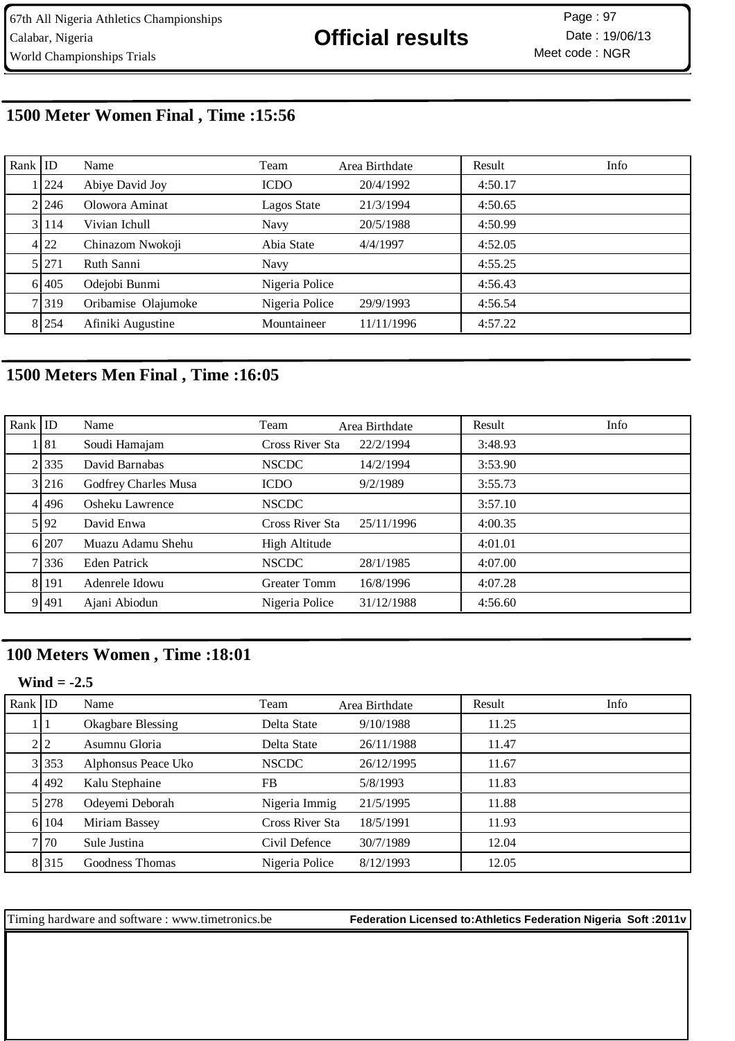67th All Nigeria Athletics Championships
Calabar, Nigeria
World Championships Trials

# Official results

Page : 97
Date : 19/06/13
Meet code : NGR

## 1500 Meter Women Final , Time :15:56

| Rank | ID | Name | Team | Area Birthdate | Result | Info |
|---|---|---|---|---|---|---|
| 1 | 224 | Abiye David Joy | ICDO | 20/4/1992 | 4:50.17 | |
| 2 | 246 | Olowora Aminat | Lagos State | 21/3/1994 | 4:50.65 | |
| 3 | 114 | Vivian Ichull | Navy | 20/5/1988 | 4:50.99 | |
| 4 | 22 | Chinazom Nwokoji | Abia State | 4/4/1997 | 4:52.05 | |
| 5 | 271 | Ruth Sanni | Navy | | 4:55.25 | |
| 6 | 405 | Odejobi Bunmi | Nigeria Police | | 4:56.43 | |
| 7 | 319 | Oribamise Olajumoke | Nigeria Police | 29/9/1993 | 4:56.54 | |
| 8 | 254 | Afiniki Augustine | Mountaineer | 11/11/1996 | 4:57.22 | |

## 1500 Meters Men Final , Time :16:05

| Rank | ID | Name | Team | Area Birthdate | Result | Info |
|---|---|---|---|---|---|---|
| 1 | 81 | Soudi Hamajam | Cross River Sta | 22/2/1994 | 3:48.93 | |
| 2 | 335 | David Barnabas | NSCDC | 14/2/1994 | 3:53.90 | |
| 3 | 216 | Godfrey Charles Musa | ICDO | 9/2/1989 | 3:55.73 | |
| 4 | 496 | Osheku Lawrence | NSCDC | | 3:57.10 | |
| 5 | 92 | David Enwa | Cross River Sta | 25/11/1996 | 4:00.35 | |
| 6 | 207 | Muazu Adamu Shehu | High Altitude | | 4:01.01 | |
| 7 | 336 | Eden Patrick | NSCDC | 28/1/1985 | 4:07.00 | |
| 8 | 191 | Adenrele Idowu | Greater Tomm | 16/8/1996 | 4:07.28 | |
| 9 | 491 | Ajani Abiodun | Nigeria Police | 31/12/1988 | 4:56.60 | |

## 100 Meters Women , Time :18:01

**Wind = -2.5**

| Rank | ID | Name | Team | Area Birthdate | Result | Info |
|---|---|---|---|---|---|---|
| 1 | 1 | Okagbare Blessing | Delta State | 9/10/1988 | 11.25 | |
| 2 | 2 | Asumnu Gloria | Delta State | 26/11/1988 | 11.47 | |
| 3 | 353 | Alphonsus Peace Uko | NSCDC | 26/12/1995 | 11.67 | |
| 4 | 492 | Kalu Stephaine | FB | 5/8/1993 | 11.83 | |
| 5 | 278 | Odeyemi Deborah | Nigeria Immig | 21/5/1995 | 11.88 | |
| 6 | 104 | Miriam Bassey | Cross River Sta | 18/5/1991 | 11.93 | |
| 7 | 70 | Sule Justina | Civil Defence | 30/7/1989 | 12.04 | |
| 8 | 315 | Goodness Thomas | Nigeria Police | 8/12/1993 | 12.05 | |

Timing hardware and software : www.timetronics.be **Federation Licensed to:Athletics Federation Nigeria Soft :2011v**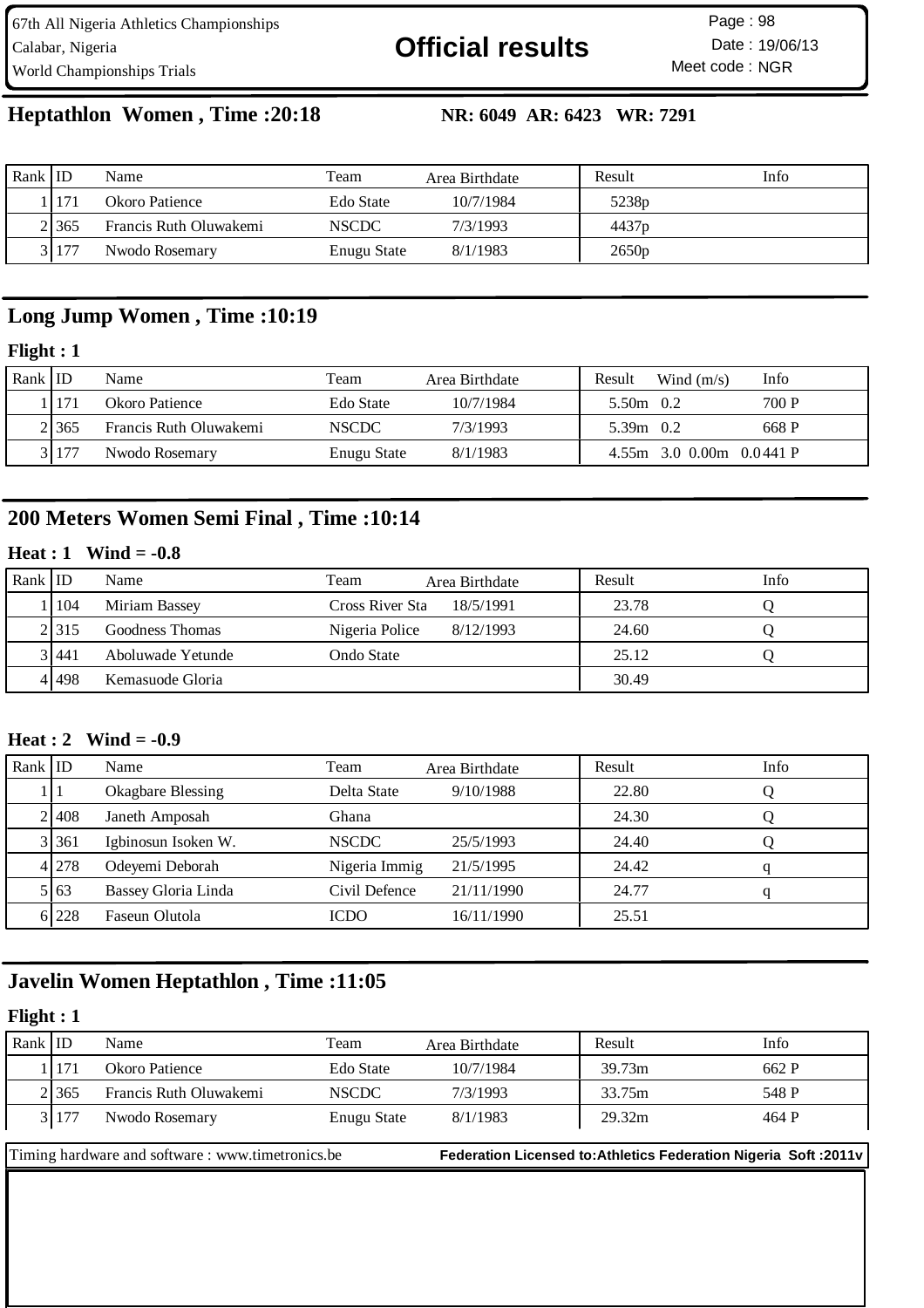67th All Nigeria Athletics Championships
Calabar, Nigeria
World Championships Trials

# Official results

Page : 98
Date : 19/06/13
Meet code : NGR

## Heptathlon Women , Time :20:18

**NR: 6049 AR: 6423 WR: 7291**

| Rank | ID | Name | Team | Area Birthdate | Result | Info |
|---|---|---|---|---|---|---|
| 1 | 171 | Okoro Patience | Edo State | 10/7/1984 | 5238p | |
| 2 | 365 | Francis Ruth Oluwakemi | NSCDC | 7/3/1993 | 4437p | |
| 3 | 177 | Nwodo Rosemary | Enugu State | 8/1/1983 | 2650p | |

## Long Jump Women , Time :10:19

**Flight : 1**

| Rank | ID | Name | Team | Area Birthdate | Result | Wind (m/s) | Info |
|---|---|---|---|---|---|---|---|
| 1 | 171 | Okoro Patience | Edo State | 10/7/1984 | 5.50m | 0.2 | 700 P |
| 2 | 365 | Francis Ruth Oluwakemi | NSCDC | 7/3/1993 | 5.39m | 0.2 | 668 P |
| 3 | 177 | Nwodo Rosemary | Enugu State | 8/1/1983 | 4.55m | 3.0 0.00m 0.0 | 441 P |

## 200 Meters Women Semi Final , Time :10:14

**Heat : 1 Wind = -0.8**

| Rank | ID | Name | Team | Area Birthdate | Result | Info |
|---|---|---|---|---|---|---|
| 1 | 104 | Miriam Bassey | Cross River Sta | 18/5/1991 | 23.78 | Q |
| 2 | 315 | Goodness Thomas | Nigeria Police | 8/12/1993 | 24.60 | Q |
| 3 | 441 | Aboluwade Yetunde | Ondo State | | 25.12 | Q |
| 4 | 498 | Kemasuode Gloria | | | 30.49 | |

**Heat : 2 Wind = -0.9**

| Rank | ID | Name | Team | Area Birthdate | Result | Info |
|---|---|---|---|---|---|---|
| 1 | 1 | Okagbare Blessing | Delta State | 9/10/1988 | 22.80 | Q |
| 2 | 408 | Janeth Amposah | Ghana | | 24.30 | Q |
| 3 | 361 | Igbinosun Isoken W. | NSCDC | 25/5/1993 | 24.40 | Q |
| 4 | 278 | Odeyemi Deborah | Nigeria Immig | 21/5/1995 | 24.42 | q |
| 5 | 63 | Bassey Gloria Linda | Civil Defence | 21/11/1990 | 24.77 | q |
| 6 | 228 | Faseun Olutola | ICDO | 16/11/1990 | 25.51 | |

## Javelin Women Heptathlon , Time :11:05

**Flight : 1**

| Rank | ID | Name | Team | Area Birthdate | Result | Info |
|---|---|---|---|---|---|---|
| 1 | 171 | Okoro Patience | Edo State | 10/7/1984 | 39.73m | 662 P |
| 2 | 365 | Francis Ruth Oluwakemi | NSCDC | 7/3/1993 | 33.75m | 548 P |
| 3 | 177 | Nwodo Rosemary | Enugu State | 8/1/1983 | 29.32m | 464 P |

Timing hardware and software : www.timetronics.be

**Federation Licensed to:Athletics Federation Nigeria Soft :2011v**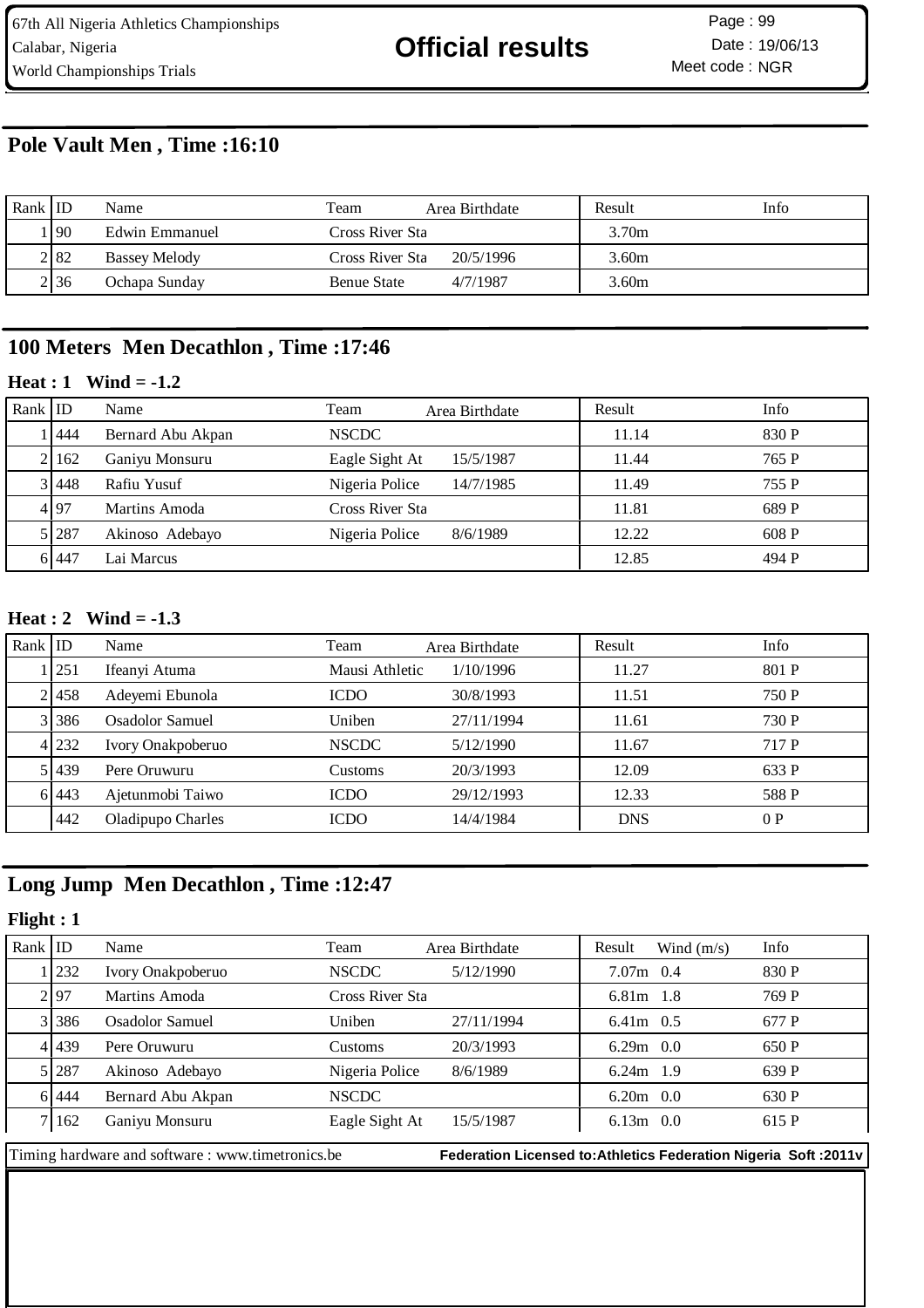67th All Nigeria Athletics Championships
Calabar, Nigeria
World Championships Trials

# Official results

Page : 99
Date : 19/06/13
Meet code : NGR

## Pole Vault Men , Time :16:10

| Rank | ID | Name | Team | Area Birthdate | Result | Info |
|---|---|---|---|---|---|---|
| 1 | 90 | Edwin Emmanuel | Cross River Sta | | 3.70m | |
| 2 | 82 | Bassey Melody | Cross River Sta | 20/5/1996 | 3.60m | |
| 2 | 36 | Ochapa Sunday | Benue State | 4/7/1987 | 3.60m | |

## 100 Meters Men Decathlon , Time :17:46

### Heat : 1 Wind = -1.2

| Rank | ID | Name | Team | Area Birthdate | Result | Info |
|---|---|---|---|---|---|---|
| 1 | 444 | Bernard Abu Akpan | NSCDC | | 11.14 | 830 P |
| 2 | 162 | Ganiyu Monsuru | Eagle Sight At | 15/5/1987 | 11.44 | 765 P |
| 3 | 448 | Rafiu Yusuf | Nigeria Police | 14/7/1985 | 11.49 | 755 P |
| 4 | 97 | Martins Amoda | Cross River Sta | | 11.81 | 689 P |
| 5 | 287 | Akinoso Adebayo | Nigeria Police | 8/6/1989 | 12.22 | 608 P |
| 6 | 447 | Lai Marcus | | | 12.85 | 494 P |

### Heat : 2 Wind = -1.3

| Rank | ID | Name | Team | Area Birthdate | Result | Info |
|---|---|---|---|---|---|---|
| 1 | 251 | Ifeanyi Atuma | Mausi Athletic | 1/10/1996 | 11.27 | 801 P |
| 2 | 458 | Adeyemi Ebunola | ICDO | 30/8/1993 | 11.51 | 750 P |
| 3 | 386 | Osadolor Samuel | Uniben | 27/11/1994 | 11.61 | 730 P |
| 4 | 232 | Ivory Onakpoberuo | NSCDC | 5/12/1990 | 11.67 | 717 P |
| 5 | 439 | Pere Oruwuru | Customs | 20/3/1993 | 12.09 | 633 P |
| 6 | 443 | Ajetunmobi Taiwo | ICDO | 29/12/1993 | 12.33 | 588 P |
| | 442 | Oladipupo Charles | ICDO | 14/4/1984 | DNS | 0 P |

## Long Jump Men Decathlon , Time :12:47

### Flight : 1

| Rank | ID | Name | Team | Area Birthdate | Result | Wind (m/s) | Info |
|---|---|---|---|---|---|---|---|
| 1 | 232 | Ivory Onakpoberuo | NSCDC | 5/12/1990 | 7.07m | 0.4 | 830 P |
| 2 | 97 | Martins Amoda | Cross River Sta | | 6.81m | 1.8 | 769 P |
| 3 | 386 | Osadolor Samuel | Uniben | 27/11/1994 | 6.41m | 0.5 | 677 P |
| 4 | 439 | Pere Oruwuru | Customs | 20/3/1993 | 6.29m | 0.0 | 650 P |
| 5 | 287 | Akinoso Adebayo | Nigeria Police | 8/6/1989 | 6.24m | 1.9 | 639 P |
| 6 | 444 | Bernard Abu Akpan | NSCDC | | 6.20m | 0.0 | 630 P |
| 7 | 162 | Ganiyu Monsuru | Eagle Sight At | 15/5/1987 | 6.13m | 0.0 | 615 P |

Timing hardware and software : www.timetronics.be **Federation Licensed to:Athletics Federation Nigeria Soft :2011v**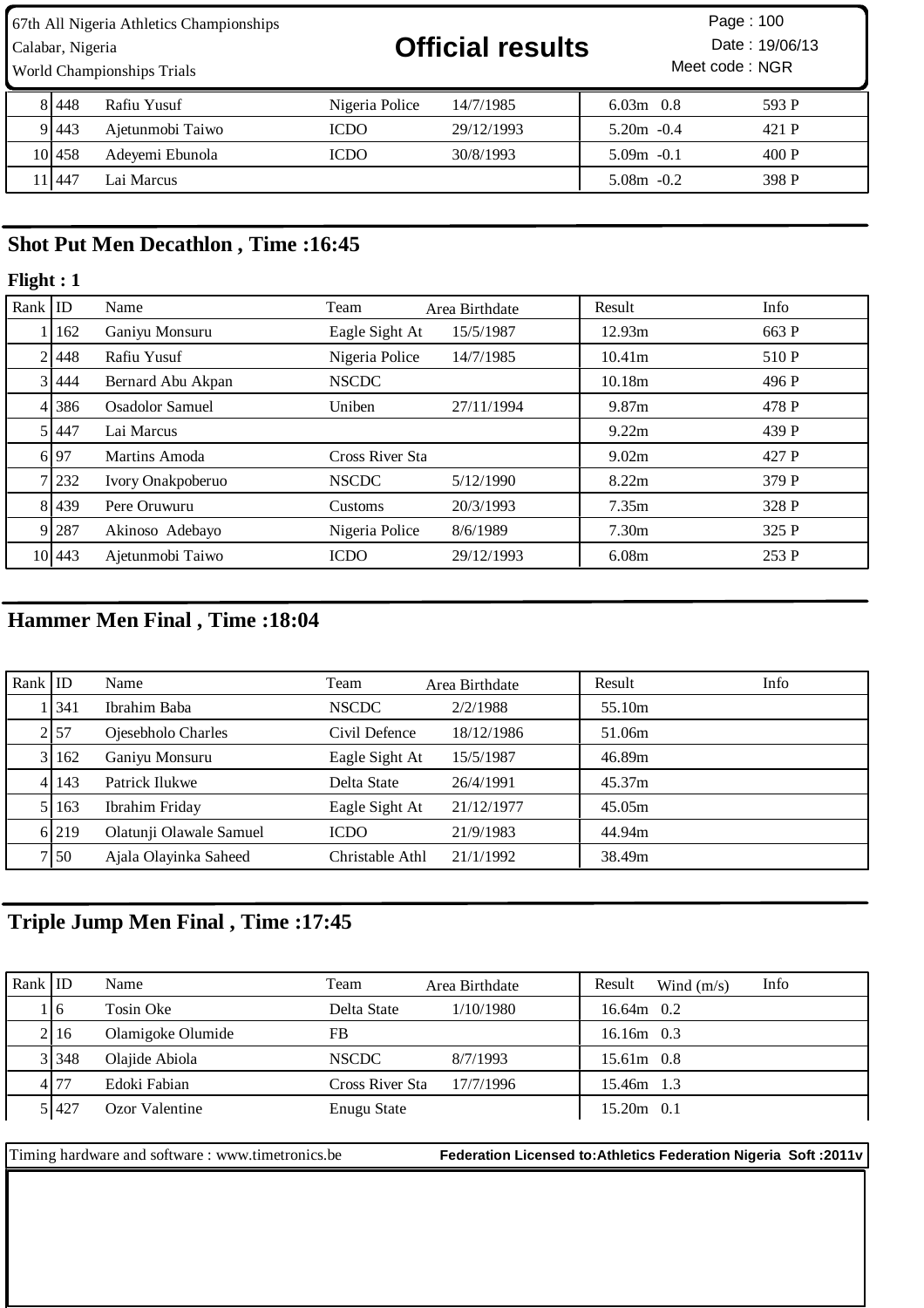| | | | | | | |
|---|---|---|---|---|---|---|
| 8 | 448 | Rafiu Yusuf | Nigeria Police | 14/7/1985 | 6.03m 0.8 | 593 P |
| 9 | 443 | Ajetunmobi Taiwo | ICDO | 29/12/1993 | 5.20m -0.4 | 421 P |
| 10 | 458 | Adeyemi Ebunola | ICDO | 30/8/1993 | 5.09m -0.1 | 400 P |
| 11 | 447 | Lai Marcus | | | 5.08m -0.2 | 398 P |

## Shot Put Men Decathlon , Time :16:45

**Flight : 1**

| Rank | ID | Name | Team | Area Birthdate | Result | Info |
|---|---|---|---|---|---|---|
| 1 | 162 | Ganiyu Monsuru | Eagle Sight At | 15/5/1987 | 12.93m | 663 P |
| 2 | 448 | Rafiu Yusuf | Nigeria Police | 14/7/1985 | 10.41m | 510 P |
| 3 | 444 | Bernard Abu Akpan | NSCDC | | 10.18m | 496 P |
| 4 | 386 | Osadolor Samuel | Uniben | 27/11/1994 | 9.87m | 478 P |
| 5 | 447 | Lai Marcus | | | 9.22m | 439 P |
| 6 | 97 | Martins Amoda | Cross River Sta | | 9.02m | 427 P |
| 7 | 232 | Ivory Onakpoberuo | NSCDC | 5/12/1990 | 8.22m | 379 P |
| 8 | 439 | Pere Oruwuru | Customs | 20/3/1993 | 7.35m | 328 P |
| 9 | 287 | Akinoso Adebayo | Nigeria Police | 8/6/1989 | 7.30m | 325 P |
| 10 | 443 | Ajetunmobi Taiwo | ICDO | 29/12/1993 | 6.08m | 253 P |

## Hammer Men Final , Time :18:04

| Rank | ID | Name | Team | Area Birthdate | Result | Info |
|---|---|---|---|---|---|---|
| 1 | 341 | Ibrahim Baba | NSCDC | 2/2/1988 | 55.10m | |
| 2 | 57 | Ojesebholo Charles | Civil Defence | 18/12/1986 | 51.06m | |
| 3 | 162 | Ganiyu Monsuru | Eagle Sight At | 15/5/1987 | 46.89m | |
| 4 | 143 | Patrick Ilukwe | Delta State | 26/4/1991 | 45.37m | |
| 5 | 163 | Ibrahim Friday | Eagle Sight At | 21/12/1977 | 45.05m | |
| 6 | 219 | Olatunji Olawale Samuel | ICDO | 21/9/1983 | 44.94m | |
| 7 | 50 | Ajala Olayinka Saheed | Christable Athl | 21/1/1992 | 38.49m | |

## Triple Jump Men Final , Time :17:45

| Rank | ID | Name | Team | Area Birthdate | Result Wind (m/s) | Info |
|---|---|---|---|---|---|---|
| 1 | 6 | Tosin Oke | Delta State | 1/10/1980 | 16.64m 0.2 | |
| 2 | 16 | Olamigoke Olumide | FB | | 16.16m 0.3 | |
| 3 | 348 | Olajide Abiola | NSCDC | 8/7/1993 | 15.61m 0.8 | |
| 4 | 77 | Edoki Fabian | Cross River Sta | 17/7/1996 | 15.46m 1.3 | |
| 5 | 427 | Ozor Valentine | Enugu State | | 15.20m 0.1 | |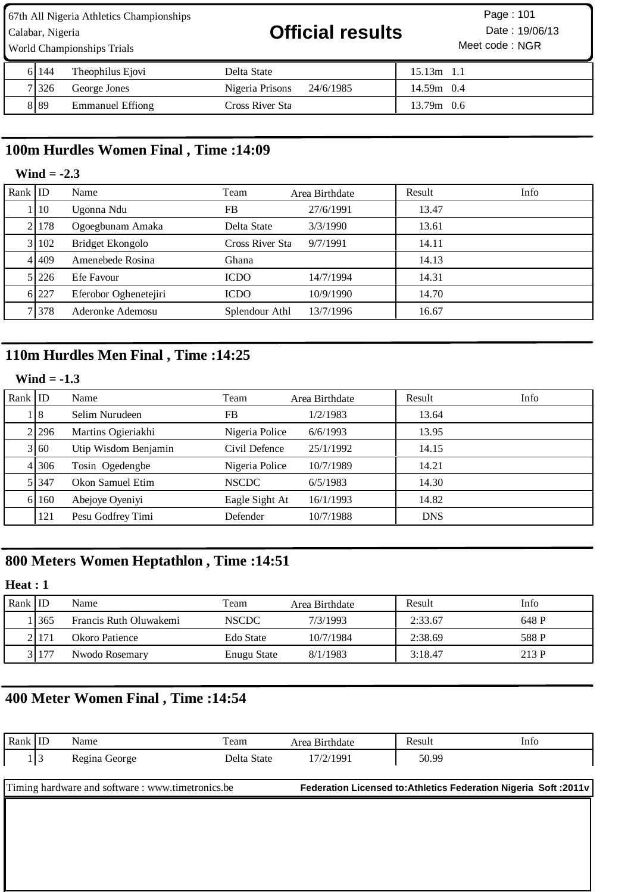| Rank | ID | Name | Team | Area Birthdate | Result | Info |
|---|---|---|---|---|---|---|
| 6 | 144 | Theophilus Ejovi | Delta State | | 15.13m 1.1 | |
| 7 | 326 | George Jones | Nigeria Prisons | 24/6/1985 | 14.59m 0.4 | |
| 8 | 89 | Emmanuel Effiong | Cross River Sta | | 13.79m 0.6 | |

## 100m Hurdles Women Final , Time :14:09

**Wind = -2.3**

| Rank | ID | Name | Team | Area Birthdate | Result | Info |
|---|---|---|---|---|---|---|
| 1 | 10 | Ugonna Ndu | FB | 27/6/1991 | 13.47 | |
| 2 | 178 | Ogoegbunam Amaka | Delta State | 3/3/1990 | 13.61 | |
| 3 | 102 | Bridget Ekongolo | Cross River Sta | 9/7/1991 | 14.11 | |
| 4 | 409 | Amenebede Rosina | Ghana | | 14.13 | |
| 5 | 226 | Efe Favour | ICDO | 14/7/1994 | 14.31 | |
| 6 | 227 | Eferobor Oghenetejiri | ICDO | 10/9/1990 | 14.70 | |
| 7 | 378 | Aderonke Ademosu | Splendour Athl | 13/7/1996 | 16.67 | |

## 110m Hurdles Men Final , Time :14:25

**Wind = -1.3**

| Rank | ID | Name | Team | Area Birthdate | Result | Info |
|---|---|---|---|---|---|---|
| 1 | 8 | Selim Nurudeen | FB | 1/2/1983 | 13.64 | |
| 2 | 296 | Martins Ogieriakhi | Nigeria Police | 6/6/1993 | 13.95 | |
| 3 | 60 | Utip Wisdom Benjamin | Civil Defence | 25/1/1992 | 14.15 | |
| 4 | 306 | Tosin Ogedengbe | Nigeria Police | 10/7/1989 | 14.21 | |
| 5 | 347 | Okon Samuel Etim | NSCDC | 6/5/1983 | 14.30 | |
| 6 | 160 | Abejoye Oyeniyi | Eagle Sight At | 16/1/1993 | 14.82 | |
| | 121 | Pesu Godfrey Timi | Defender | 10/7/1988 | DNS | |

## 800 Meters Women Heptathlon , Time :14:51

**Heat : 1**

| Rank | ID | Name | Team | Area Birthdate | Result | Info |
|---|---|---|---|---|---|---|
| 1 | 365 | Francis Ruth Oluwakemi | NSCDC | 7/3/1993 | 2:33.67 | 648 P |
| 2 | 171 | Okoro Patience | Edo State | 10/7/1984 | 2:38.69 | 588 P |
| 3 | 177 | Nwodo Rosemary | Enugu State | 8/1/1983 | 3:18.47 | 213 P |

## 400 Meter Women Final , Time :14:54

| Rank | ID | Name | Team | Area Birthdate | Result | Info |
|---|---|---|---|---|---|---|
| 1 | 3 | Regina George | Delta State | 17/2/1991 | 50.99 | |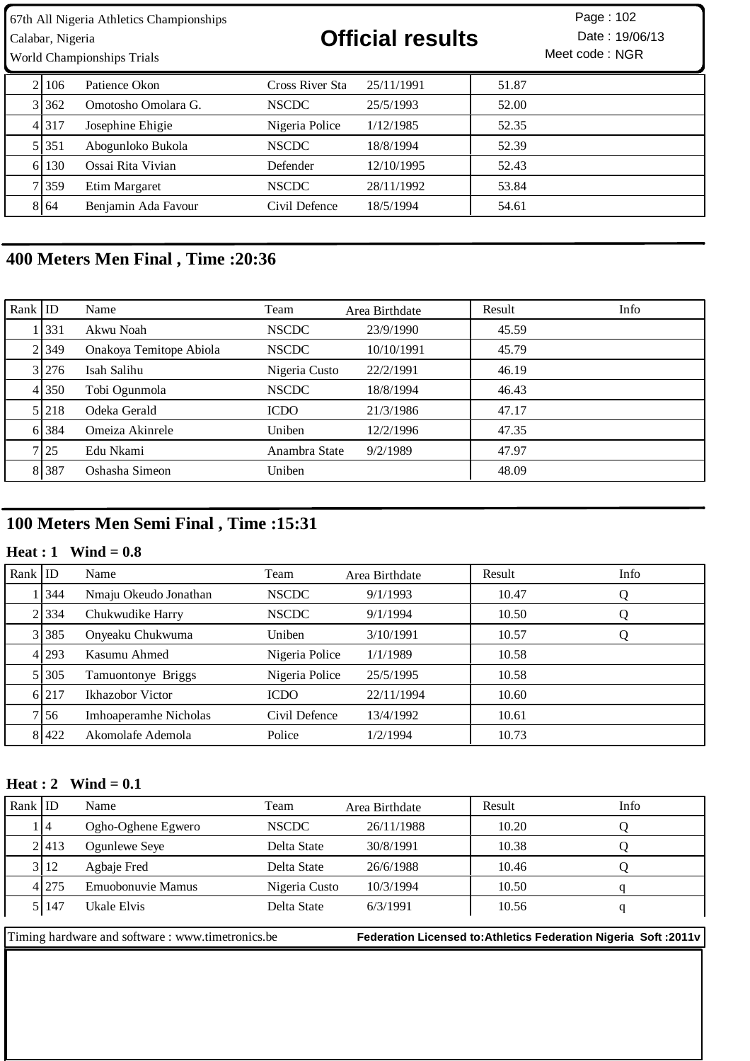| Rank | ID | Name | Team | Area Birthdate | Result | Info |
|---|---|---|---|---|---|---|
| 2 | 106 | Patience Okon | Cross River Sta | 25/11/1991 | 51.87 | |
| 3 | 362 | Omotosho Omolara G. | NSCDC | 25/5/1993 | 52.00 | |
| 4 | 317 | Josephine Ehigie | Nigeria Police | 1/12/1985 | 52.35 | |
| 5 | 351 | Abogunloko Bukola | NSCDC | 18/8/1994 | 52.39 | |
| 6 | 130 | Ossai Rita Vivian | Defender | 12/10/1995 | 52.43 | |
| 7 | 359 | Etim Margaret | NSCDC | 28/11/1992 | 53.84 | |
| 8 | 64 | Benjamin Ada Favour | Civil Defence | 18/5/1994 | 54.61 | |

## 400 Meters Men Final , Time :20:36

| Rank | ID | Name | Team | Area Birthdate | Result | Info |
|---|---|---|---|---|---|---|
| 1 | 331 | Akwu Noah | NSCDC | 23/9/1990 | 45.59 | |
| 2 | 349 | Onakoya Temitope Abiola | NSCDC | 10/10/1991 | 45.79 | |
| 3 | 276 | Isah Salihu | Nigeria Custo | 22/2/1991 | 46.19 | |
| 4 | 350 | Tobi Ogunmola | NSCDC | 18/8/1994 | 46.43 | |
| 5 | 218 | Odeka Gerald | ICDO | 21/3/1986 | 47.17 | |
| 6 | 384 | Omeiza Akinrele | Uniben | 12/2/1996 | 47.35 | |
| 7 | 25 | Edu Nkami | Anambra State | 9/2/1989 | 47.97 | |
| 8 | 387 | Oshasha Simeon | Uniben | | 48.09 | |

## 100 Meters Men Semi Final , Time :15:31

### Heat : 1 Wind = 0.8

| Rank | ID | Name | Team | Area Birthdate | Result | Info |
|---|---|---|---|---|---|---|
| 1 | 344 | Nmaju Okeudo Jonathan | NSCDC | 9/1/1993 | 10.47 | Q |
| 2 | 334 | Chukwudike Harry | NSCDC | 9/1/1994 | 10.50 | Q |
| 3 | 385 | Onyeaku Chukwuma | Uniben | 3/10/1991 | 10.57 | Q |
| 4 | 293 | Kasumu Ahmed | Nigeria Police | 1/1/1989 | 10.58 | |
| 5 | 305 | Tamuontonye Briggs | Nigeria Police | 25/5/1995 | 10.58 | |
| 6 | 217 | Ikhazobor Victor | ICDO | 22/11/1994 | 10.60 | |
| 7 | 56 | Imhoaperamhe Nicholas | Civil Defence | 13/4/1992 | 10.61 | |
| 8 | 422 | Akomolafe Ademola | Police | 1/2/1994 | 10.73 | |

### Heat : 2 Wind = 0.1

| Rank | ID | Name | Team | Area Birthdate | Result | Info |
|---|---|---|---|---|---|---|
| 1 | 4 | Ogho-Oghene Egwero | NSCDC | 26/11/1988 | 10.20 | Q |
| 2 | 413 | Ogunlewe Seye | Delta State | 30/8/1991 | 10.38 | Q |
| 3 | 12 | Agbaje Fred | Delta State | 26/6/1988 | 10.46 | Q |
| 4 | 275 | Emuobonuvie Mamus | Nigeria Custo | 10/3/1994 | 10.50 | q |
| 5 | 147 | Ukale Elvis | Delta State | 6/3/1991 | 10.56 | q |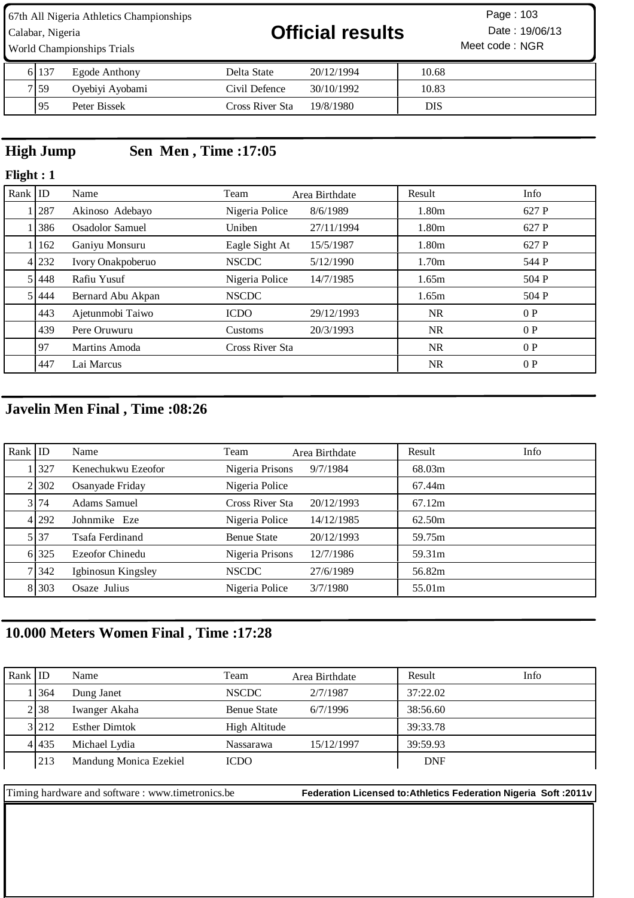| | | | | | | |
|---|---|---|---|---|---|---|
| 6 | 137 | Egode Anthony | Delta State | 20/12/1994 | 10.68 | |
| 7 | 59 | Oyebiyi Ayobami | Civil Defence | 30/10/1992 | 10.83 | |
| | 95 | Peter Bissek | Cross River Sta | 19/8/1980 | DIS | |

## High Jump Sen Men , Time :17:05

**Flight : 1**

| Rank | ID | Name | Team | Area Birthdate | Result | Info |
|---|---|---|---|---|---|---|
| 1 | 287 | Akinoso Adebayo | Nigeria Police | 8/6/1989 | 1.80m | 627 P |
| 1 | 386 | Osadolor Samuel | Uniben | 27/11/1994 | 1.80m | 627 P |
| 1 | 162 | Ganiyu Monsuru | Eagle Sight At | 15/5/1987 | 1.80m | 627 P |
| 4 | 232 | Ivory Onakpoberuo | NSCDC | 5/12/1990 | 1.70m | 544 P |
| 5 | 448 | Rafiu Yusuf | Nigeria Police | 14/7/1985 | 1.65m | 504 P |
| 5 | 444 | Bernard Abu Akpan | NSCDC | | 1.65m | 504 P |
| | 443 | Ajetunmobi Taiwo | ICDO | 29/12/1993 | NR | 0 P |
| | 439 | Pere Oruwuru | Customs | 20/3/1993 | NR | 0 P |
| | 97 | Martins Amoda | Cross River Sta | | NR | 0 P |
| | 447 | Lai Marcus | | | NR | 0 P |

## Javelin Men Final , Time :08:26

| Rank | ID | Name | Team | Area Birthdate | Result | Info |
|---|---|---|---|---|---|---|
| 1 | 327 | Kenechukwu Ezeofor | Nigeria Prisons | 9/7/1984 | 68.03m | |
| 2 | 302 | Osanyade Friday | Nigeria Police | | 67.44m | |
| 3 | 74 | Adams Samuel | Cross River Sta | 20/12/1993 | 67.12m | |
| 4 | 292 | Johnmike Eze | Nigeria Police | 14/12/1985 | 62.50m | |
| 5 | 37 | Tsafa Ferdinand | Benue State | 20/12/1993 | 59.75m | |
| 6 | 325 | Ezeofor Chinedu | Nigeria Prisons | 12/7/1986 | 59.31m | |
| 7 | 342 | Igbinosun Kingsley | NSCDC | 27/6/1989 | 56.82m | |
| 8 | 303 | Osaze Julius | Nigeria Police | 3/7/1980 | 55.01m | |

## 10.000 Meters Women Final , Time :17:28

| Rank | ID | Name | Team | Area Birthdate | Result | Info |
|---|---|---|---|---|---|---|
| 1 | 364 | Dung Janet | NSCDC | 2/7/1987 | 37:22.02 | |
| 2 | 38 | Iwanger Akaha | Benue State | 6/7/1996 | 38:56.60 | |
| 3 | 212 | Esther Dimtok | High Altitude | | 39:33.78 | |
| 4 | 435 | Michael Lydia | Nassarawa | 15/12/1997 | 39:59.93 | |
| | 213 | Mandung Monica Ezekiel | ICDO | | DNF | |

Timing hardware and software : www.timetronics.be **Federation Licensed to:Athletics Federation Nigeria Soft :2011v**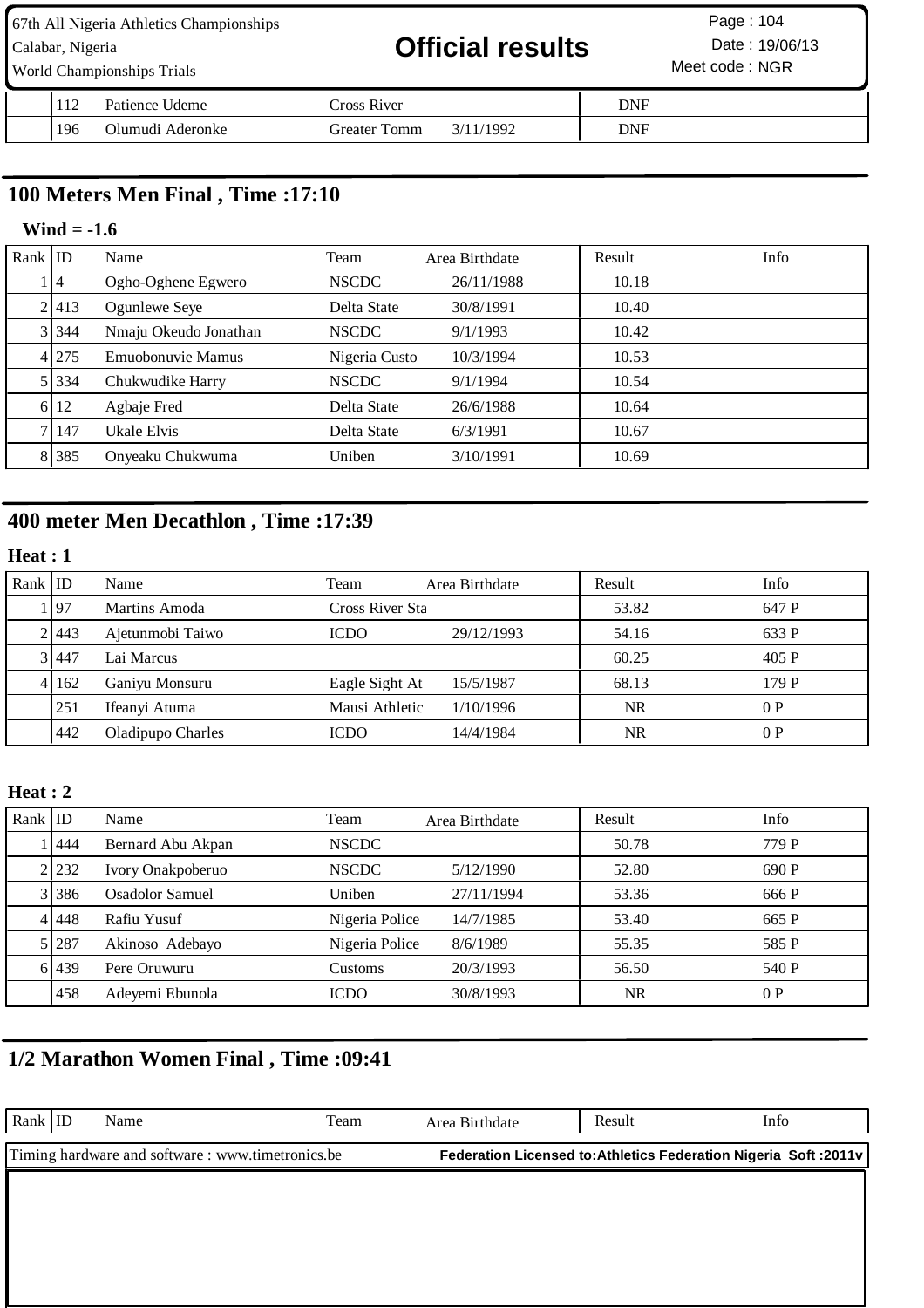| Rank | ID | Name | Team | Area Birthdate | Result | Info |
|---|---|---|---|---|---|---|
| | 112 | Patience Udeme | Cross River | | DNF | |
| | 196 | Olumudi Aderonke | Greater Tomm | 3/11/1992 | DNF | |

## 100 Meters Men Final , Time :17:10

**Wind = -1.6**

| Rank | ID | Name | Team | Area Birthdate | Result | Info |
|---|---|---|---|---|---|---|
| 1 | 4 | Ogho-Oghene Egwero | NSCDC | 26/11/1988 | 10.18 | |
| 2 | 413 | Ogunlewe Seye | Delta State | 30/8/1991 | 10.40 | |
| 3 | 344 | Nmaju Okeudo Jonathan | NSCDC | 9/1/1993 | 10.42 | |
| 4 | 275 | Emuobonuvie Mamus | Nigeria Custo | 10/3/1994 | 10.53 | |
| 5 | 334 | Chukwudike Harry | NSCDC | 9/1/1994 | 10.54 | |
| 6 | 12 | Agbaje Fred | Delta State | 26/6/1988 | 10.64 | |
| 7 | 147 | Ukale Elvis | Delta State | 6/3/1991 | 10.67 | |
| 8 | 385 | Onyeaku Chukwuma | Uniben | 3/10/1991 | 10.69 | |

## 400 meter Men Decathlon , Time :17:39

**Heat : 1**

| Rank | ID | Name | Team | Area Birthdate | Result | Info |
|---|---|---|---|---|---|---|
| 1 | 97 | Martins Amoda | Cross River Sta | | 53.82 | 647 P |
| 2 | 443 | Ajetunmobi Taiwo | ICDO | 29/12/1993 | 54.16 | 633 P |
| 3 | 447 | Lai Marcus | | | 60.25 | 405 P |
| 4 | 162 | Ganiyu Monsuru | Eagle Sight At | 15/5/1987 | 68.13 | 179 P |
| | 251 | Ifeanyi Atuma | Mausi Athletic | 1/10/1996 | NR | 0 P |
| | 442 | Oladipupo Charles | ICDO | 14/4/1984 | NR | 0 P |

**Heat : 2**

| Rank | ID | Name | Team | Area Birthdate | Result | Info |
|---|---|---|---|---|---|---|
| 1 | 444 | Bernard Abu Akpan | NSCDC | | 50.78 | 779 P |
| 2 | 232 | Ivory Onakpoberuo | NSCDC | 5/12/1990 | 52.80 | 690 P |
| 3 | 386 | Osadolor Samuel | Uniben | 27/11/1994 | 53.36 | 666 P |
| 4 | 448 | Rafiu Yusuf | Nigeria Police | 14/7/1985 | 53.40 | 665 P |
| 5 | 287 | Akinoso Adebayo | Nigeria Police | 8/6/1989 | 55.35 | 585 P |
| 6 | 439 | Pere Oruwuru | Customs | 20/3/1993 | 56.50 | 540 P |
| | 458 | Adeyemi Ebunola | ICDO | 30/8/1993 | NR | 0 P |

## 1/2 Marathon Women Final , Time :09:41

| Rank | ID | Name | Team | Area Birthdate | Result | Info |
|---|---|---|---|---|---|---|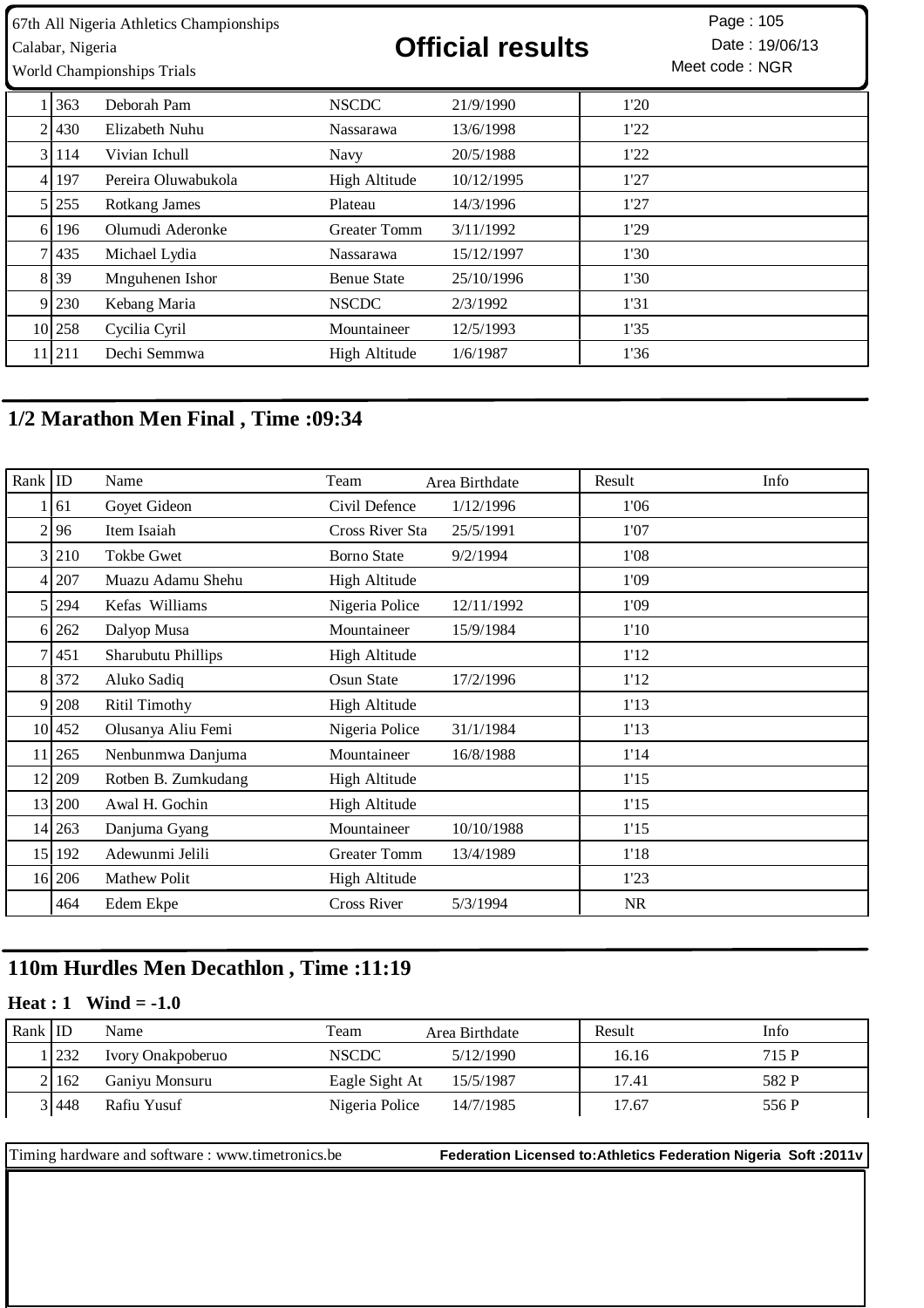| | | | | | | |
|---|---|---|---|---|---|---|
| 1 | 363 | Deborah Pam | NSCDC | 21/9/1990 | 1'20 | |
| 2 | 430 | Elizabeth Nuhu | Nassarawa | 13/6/1998 | 1'22 | |
| 3 | 114 | Vivian Ichull | Navy | 20/5/1988 | 1'22 | |
| 4 | 197 | Pereira Oluwabukola | High Altitude | 10/12/1995 | 1'27 | |
| 5 | 255 | Rotkang James | Plateau | 14/3/1996 | 1'27 | |
| 6 | 196 | Olumudi Aderonke | Greater Tomm | 3/11/1992 | 1'29 | |
| 7 | 435 | Michael Lydia | Nassarawa | 15/12/1997 | 1'30 | |
| 8 | 39 | Mnguhenen Ishor | Benue State | 25/10/1996 | 1'30 | |
| 9 | 230 | Kebang Maria | NSCDC | 2/3/1992 | 1'31 | |
| 10 | 258 | Cycilia Cyril | Mountaineer | 12/5/1993 | 1'35 | |
| 11 | 211 | Dechi Semmwa | High Altitude | 1/6/1987 | 1'36 | |

## 1/2 Marathon Men Final , Time :09:34

| Rank | ID | Name | Team | Area Birthdate | Result | Info |
|---|---|---|---|---|---|---|
| 1 | 61 | Goyet Gideon | Civil Defence | 1/12/1996 | 1'06 | |
| 2 | 96 | Item Isaiah | Cross River Sta | 25/5/1991 | 1'07 | |
| 3 | 210 | Tokbe Gwet | Borno State | 9/2/1994 | 1'08 | |
| 4 | 207 | Muazu Adamu Shehu | High Altitude | | 1'09 | |
| 5 | 294 | Kefas Williams | Nigeria Police | 12/11/1992 | 1'09 | |
| 6 | 262 | Dalyop Musa | Mountaineer | 15/9/1984 | 1'10 | |
| 7 | 451 | Sharubutu Phillips | High Altitude | | 1'12 | |
| 8 | 372 | Aluko Sadiq | Osun State | 17/2/1996 | 1'12 | |
| 9 | 208 | Ritil Timothy | High Altitude | | 1'13 | |
| 10 | 452 | Olusanya Aliu Femi | Nigeria Police | 31/1/1984 | 1'13 | |
| 11 | 265 | Nenbunmwa Danjuma | Mountaineer | 16/8/1988 | 1'14 | |
| 12 | 209 | Rotben B. Zumkudang | High Altitude | | 1'15 | |
| 13 | 200 | Awal H. Gochin | High Altitude | | 1'15 | |
| 14 | 263 | Danjuma Gyang | Mountaineer | 10/10/1988 | 1'15 | |
| 15 | 192 | Adewunmi Jelili | Greater Tomm | 13/4/1989 | 1'18 | |
| 16 | 206 | Mathew Polit | High Altitude | | 1'23 | |
| | 464 | Edem Ekpe | Cross River | 5/3/1994 | NR | |

## 110m Hurdles Men Decathlon , Time :11:19

### Heat : 1 Wind = -1.0

| Rank | ID | Name | Team | Area Birthdate | Result | Info |
|---|---|---|---|---|---|---|
| 1 | 232 | Ivory Onakpoberuo | NSCDC | 5/12/1990 | 16.16 | 715 P |
| 2 | 162 | Ganiyu Monsuru | Eagle Sight At | 15/5/1987 | 17.41 | 582 P |
| 3 | 448 | Rafiu Yusuf | Nigeria Police | 14/7/1985 | 17.67 | 556 P |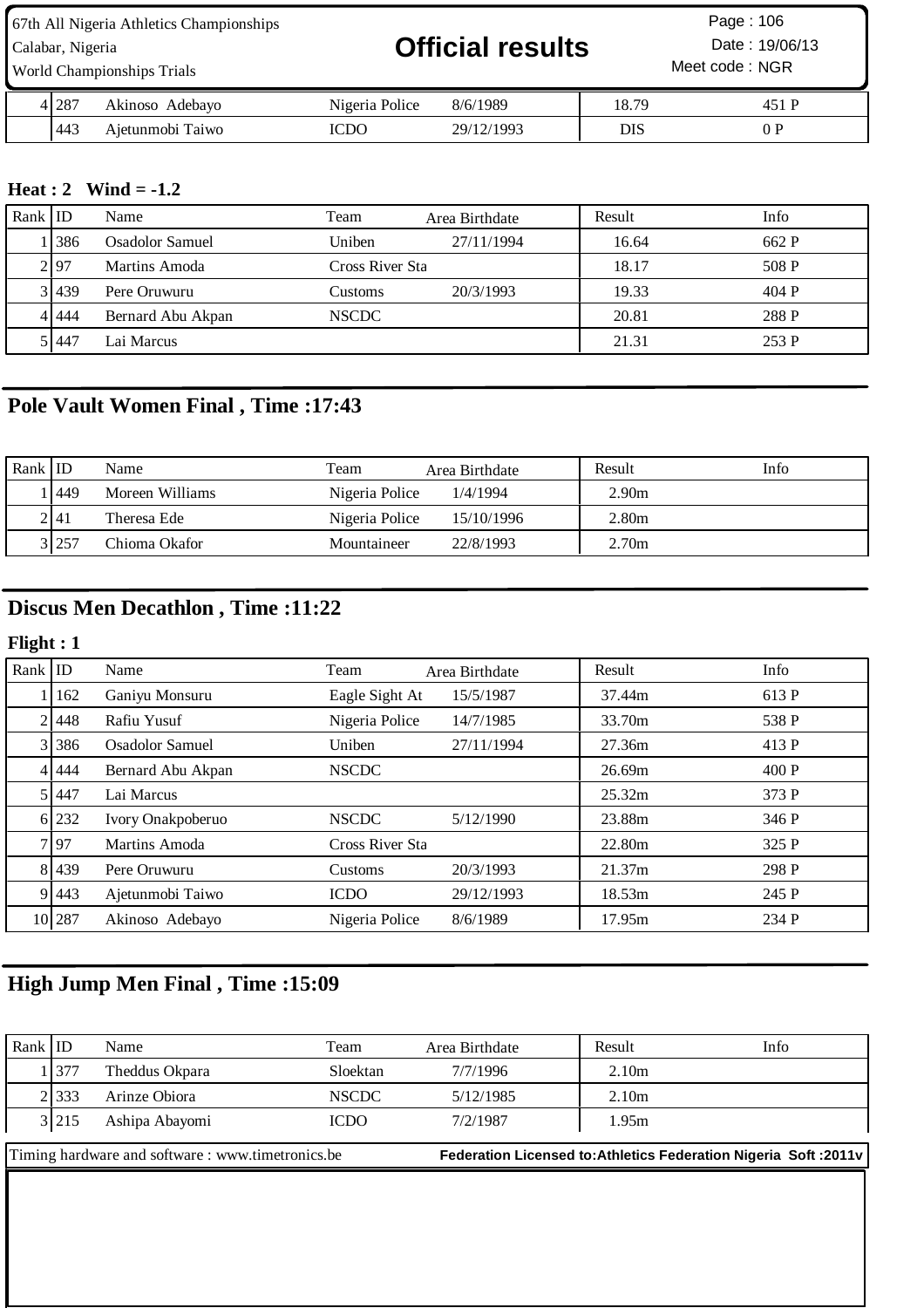| Rank | ID | Name | Team | Area Birthdate | Result | Info |
|---|---|---|---|---|---|---|
| 4 | 287 | Akinoso Adebayo | Nigeria Police | 8/6/1989 | 18.79 | 451 P |
| | 443 | Ajetunmobi Taiwo | ICDO | 29/12/1993 | DIS | 0 P |

**Heat : 2 Wind = -1.2**

| Rank | ID | Name | Team | Area Birthdate | Result | Info |
|---|---|---|---|---|---|---|
| 1 | 386 | Osadolor Samuel | Uniben | 27/11/1994 | 16.64 | 662 P |
| 2 | 97 | Martins Amoda | Cross River Sta | | 18.17 | 508 P |
| 3 | 439 | Pere Oruwuru | Customs | 20/3/1993 | 19.33 | 404 P |
| 4 | 444 | Bernard Abu Akpan | NSCDC | | 20.81 | 288 P |
| 5 | 447 | Lai Marcus | | | 21.31 | 253 P |

## Pole Vault Women Final , Time :17:43

| Rank | ID | Name | Team | Area Birthdate | Result | Info |
|---|---|---|---|---|---|---|
| 1 | 449 | Moreen Williams | Nigeria Police | 1/4/1994 | 2.90m | |
| 2 | 41 | Theresa Ede | Nigeria Police | 15/10/1996 | 2.80m | |
| 3 | 257 | Chioma Okafor | Mountaineer | 22/8/1993 | 2.70m | |

## Discus Men Decathlon , Time :11:22

**Flight : 1**

| Rank | ID | Name | Team | Area Birthdate | Result | Info |
|---|---|---|---|---|---|---|
| 1 | 162 | Ganiyu Monsuru | Eagle Sight At | 15/5/1987 | 37.44m | 613 P |
| 2 | 448 | Rafiu Yusuf | Nigeria Police | 14/7/1985 | 33.70m | 538 P |
| 3 | 386 | Osadolor Samuel | Uniben | 27/11/1994 | 27.36m | 413 P |
| 4 | 444 | Bernard Abu Akpan | NSCDC | | 26.69m | 400 P |
| 5 | 447 | Lai Marcus | | | 25.32m | 373 P |
| 6 | 232 | Ivory Onakpoberuo | NSCDC | 5/12/1990 | 23.88m | 346 P |
| 7 | 97 | Martins Amoda | Cross River Sta | | 22.80m | 325 P |
| 8 | 439 | Pere Oruwuru | Customs | 20/3/1993 | 21.37m | 298 P |
| 9 | 443 | Ajetunmobi Taiwo | ICDO | 29/12/1993 | 18.53m | 245 P |
| 10 | 287 | Akinoso Adebayo | Nigeria Police | 8/6/1989 | 17.95m | 234 P |

## High Jump Men Final , Time :15:09

| Rank | ID | Name | Team | Area Birthdate | Result | Info |
|---|---|---|---|---|---|---|
| 1 | 377 | Theddus Okpara | Sloektan | 7/7/1996 | 2.10m | |
| 2 | 333 | Arinze Obiora | NSCDC | 5/12/1985 | 2.10m | |
| 3 | 215 | Ashipa Abayomi | ICDO | 7/2/1987 | 1.95m | |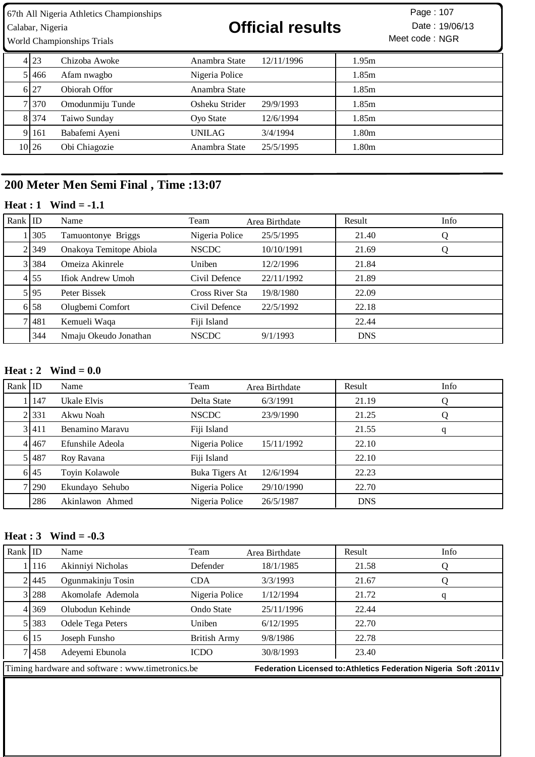| | | | | | |
|---|---|---|---|---|---|
| 4 | 23 | Chizoba Awoke | Anambra State | 12/11/1996 | 1.95m |
| 5 | 466 | Afam nwagbo | Nigeria Police | | 1.85m |
| 6 | 27 | Obiorah Offor | Anambra State | | 1.85m |
| 7 | 370 | Omodunmiju Tunde | Osheku Strider | 29/9/1993 | 1.85m |
| 8 | 374 | Taiwo Sunday | Oyo State | 12/6/1994 | 1.85m |
| 9 | 161 | Babafemi Ayeni | UNILAG | 3/4/1994 | 1.80m |
| 10 | 26 | Obi Chiagozie | Anambra State | 25/5/1995 | 1.80m |

## 200 Meter Men Semi Final , Time :13:07

### Heat : 1 Wind = -1.1

| Rank | ID | Name | Team | Area Birthdate | Result | Info |
|---|---|---|---|---|---|---|
| 1 | 305 | Tamuontonye Briggs | Nigeria Police | 25/5/1995 | 21.40 | Q |
| 2 | 349 | Onakoya Temitope Abiola | NSCDC | 10/10/1991 | 21.69 | Q |
| 3 | 384 | Omeiza Akinrele | Uniben | 12/2/1996 | 21.84 | |
| 4 | 55 | Ifiok Andrew Umoh | Civil Defence | 22/11/1992 | 21.89 | |
| 5 | 95 | Peter Bissek | Cross River Sta | 19/8/1980 | 22.09 | |
| 6 | 58 | Olugbemi Comfort | Civil Defence | 22/5/1992 | 22.18 | |
| 7 | 481 | Kemueli Waqa | Fiji Island | | 22.44 | |
| | 344 | Nmaju Okeudo Jonathan | NSCDC | 9/1/1993 | DNS | |

### Heat : 2 Wind = 0.0

| Rank | ID | Name | Team | Area Birthdate | Result | Info |
|---|---|---|---|---|---|---|
| 1 | 147 | Ukale Elvis | Delta State | 6/3/1991 | 21.19 | Q |
| 2 | 331 | Akwu Noah | NSCDC | 23/9/1990 | 21.25 | Q |
| 3 | 411 | Benamino Maravu | Fiji Island | | 21.55 | q |
| 4 | 467 | Efunshile Adeola | Nigeria Police | 15/11/1992 | 22.10 | |
| 5 | 487 | Roy Ravana | Fiji Island | | 22.10 | |
| 6 | 45 | Toyin Kolawole | Buka Tigers At | 12/6/1994 | 22.23 | |
| 7 | 290 | Ekundayo Sehubo | Nigeria Police | 29/10/1990 | 22.70 | |
| | 286 | Akinlawon Ahmed | Nigeria Police | 26/5/1987 | DNS | |

### Heat : 3 Wind = -0.3

| Rank | ID | Name | Team | Area Birthdate | Result | Info |
|---|---|---|---|---|---|---|
| 1 | 116 | Akinniyi Nicholas | Defender | 18/1/1985 | 21.58 | Q |
| 2 | 445 | Ogunmakinju Tosin | CDA | 3/3/1993 | 21.67 | Q |
| 3 | 288 | Akomolafe Ademola | Nigeria Police | 1/12/1994 | 21.72 | q |
| 4 | 369 | Olubodun Kehinde | Ondo State | 25/11/1996 | 22.44 | |
| 5 | 383 | Odele Tega Peters | Uniben | 6/12/1995 | 22.70 | |
| 6 | 15 | Joseph Funsho | British Army | 9/8/1986 | 22.78 | |
| 7 | 458 | Adeyemi Ebunola | ICDO | 30/8/1993 | 23.40 | |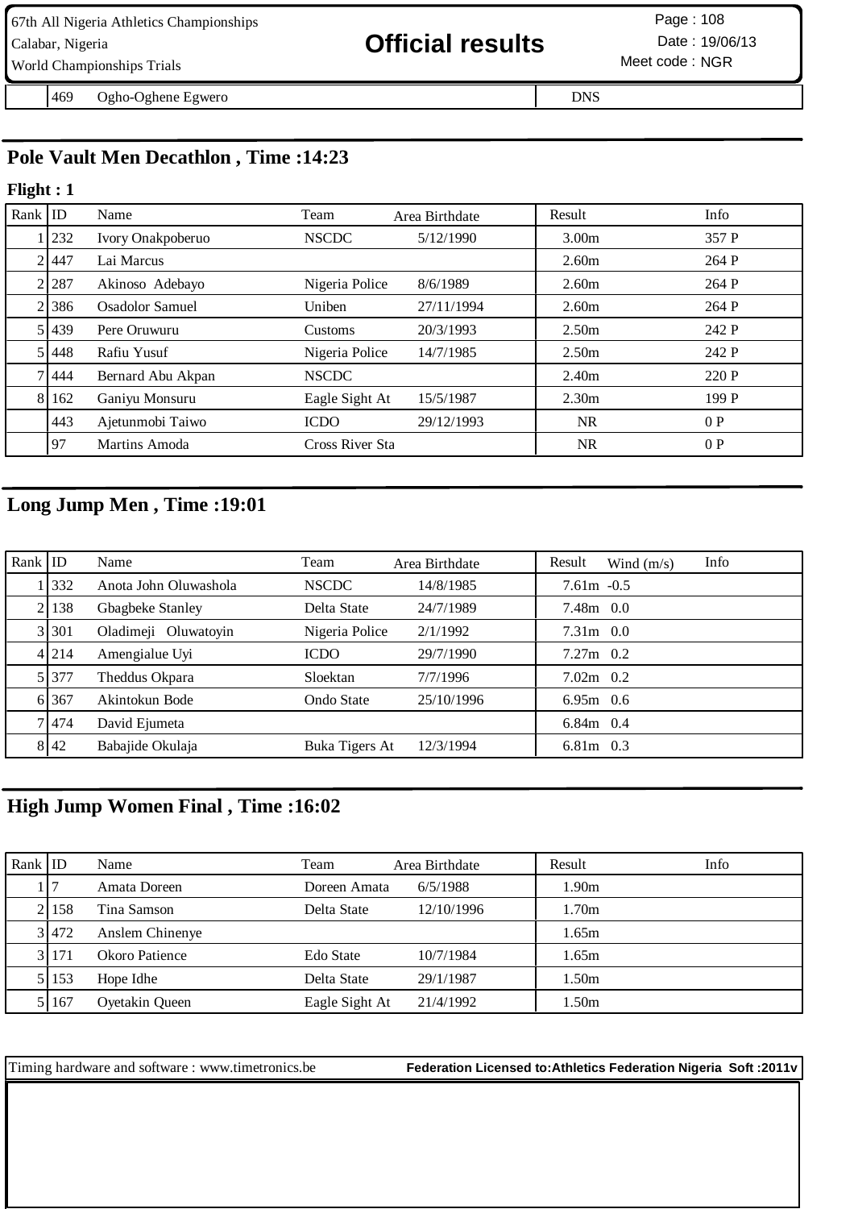|  | 469 | Ogho-Oghene Egwero |  |  |  | DNS |  |
|---|---|---|---|---|---|---|---|

## Pole Vault Men Decathlon , Time :14:23

**Flight : 1**

| Rank | ID | Name | Team | Area Birthdate | Result | Info |
|---|---|---|---|---|---|---|
| 1 | 232 | Ivory Onakpoberuo | NSCDC | 5/12/1990 | 3.00m | 357 P |
| 2 | 447 | Lai Marcus |  |  | 2.60m | 264 P |
| 2 | 287 | Akinoso Adebayo | Nigeria Police | 8/6/1989 | 2.60m | 264 P |
| 2 | 386 | Osadolor Samuel | Uniben | 27/11/1994 | 2.60m | 264 P |
| 5 | 439 | Pere Oruwuru | Customs | 20/3/1993 | 2.50m | 242 P |
| 5 | 448 | Rafiu Yusuf | Nigeria Police | 14/7/1985 | 2.50m | 242 P |
| 7 | 444 | Bernard Abu Akpan | NSCDC |  | 2.40m | 220 P |
| 8 | 162 | Ganiyu Monsuru | Eagle Sight At | 15/5/1987 | 2.30m | 199 P |
|  | 443 | Ajetunmobi Taiwo | ICDO | 29/12/1993 | NR | 0 P |
|  | 97 | Martins Amoda | Cross River Sta |  | NR | 0 P |

## Long Jump Men , Time :19:01

| Rank | ID | Name | Team | Area Birthdate | Result | Wind (m/s) | Info |
|---|---|---|---|---|---|---|---|
| 1 | 332 | Anota John Oluwashola | NSCDC | 14/8/1985 | 7.61m | -0.5 |  |
| 2 | 138 | Gbagbeke Stanley | Delta State | 24/7/1989 | 7.48m | 0.0 |  |
| 3 | 301 | Oladimeji Oluwatoyin | Nigeria Police | 2/1/1992 | 7.31m | 0.0 |  |
| 4 | 214 | Amengialue Uyi | ICDO | 29/7/1990 | 7.27m | 0.2 |  |
| 5 | 377 | Theddus Okpara | Sloektan | 7/7/1996 | 7.02m | 0.2 |  |
| 6 | 367 | Akintokun Bode | Ondo State | 25/10/1996 | 6.95m | 0.6 |  |
| 7 | 474 | David Ejumeta |  |  | 6.84m | 0.4 |  |
| 8 | 42 | Babajide Okulaja | Buka Tigers At | 12/3/1994 | 6.81m | 0.3 |  |

## High Jump Women Final , Time :16:02

| Rank | ID | Name | Team | Area Birthdate | Result | Info |
|---|---|---|---|---|---|---|
| 1 | 7 | Amata Doreen | Doreen Amata | 6/5/1988 | 1.90m |  |
| 2 | 158 | Tina Samson | Delta State | 12/10/1996 | 1.70m |  |
| 3 | 472 | Anslem Chinenye |  |  | 1.65m |  |
| 3 | 171 | Okoro Patience | Edo State | 10/7/1984 | 1.65m |  |
| 5 | 153 | Hope Idhe | Delta State | 29/1/1987 | 1.50m |  |
| 5 | 167 | Oyetakin Queen | Eagle Sight At | 21/4/1992 | 1.50m |  |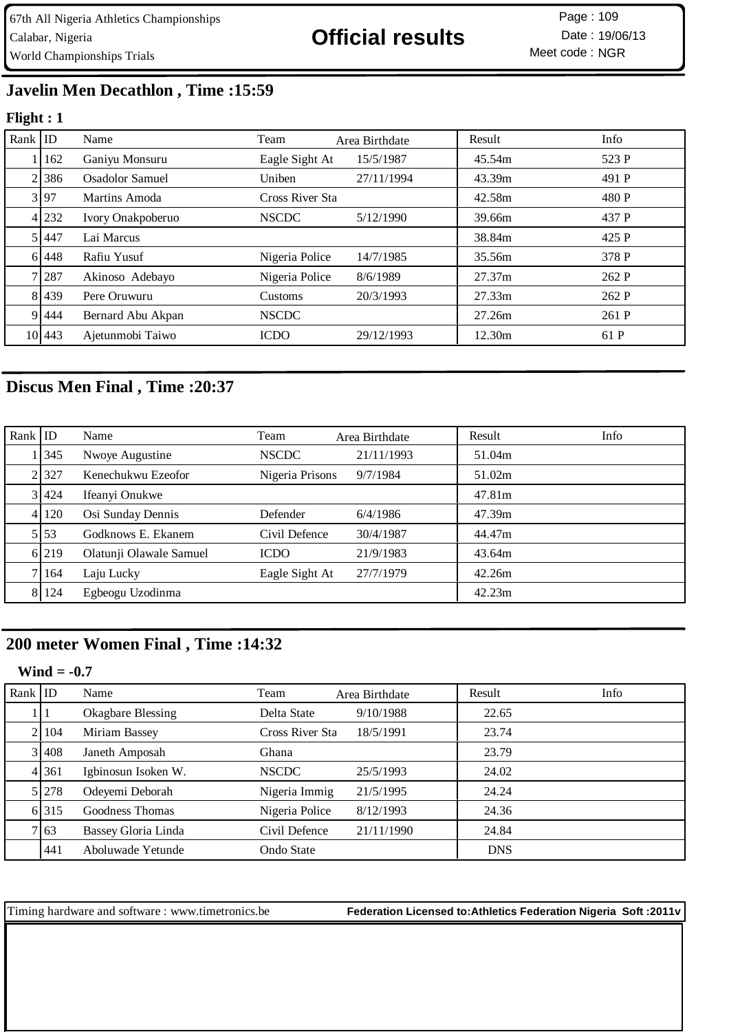# Official results

67th All Nigeria Athletics Championships
Calabar, Nigeria
World Championships Trials

Page : 109
Date : 19/06/13
Meet code : NGR

## Javelin Men Decathlon , Time :15:59

**Flight : 1**

| Rank | ID | Name | Team | Area Birthdate | Result | Info |
|---|---|---|---|---|---|---|
| 1 | 162 | Ganiyu Monsuru | Eagle Sight At | 15/5/1987 | 45.54m | 523 P |
| 2 | 386 | Osadolor Samuel | Uniben | 27/11/1994 | 43.39m | 491 P |
| 3 | 97 | Martins Amoda | Cross River Sta | | 42.58m | 480 P |
| 4 | 232 | Ivory Onakpoberuo | NSCDC | 5/12/1990 | 39.66m | 437 P |
| 5 | 447 | Lai Marcus | | | 38.84m | 425 P |
| 6 | 448 | Rafiu Yusuf | Nigeria Police | 14/7/1985 | 35.56m | 378 P |
| 7 | 287 | Akinoso Adebayo | Nigeria Police | 8/6/1989 | 27.37m | 262 P |
| 8 | 439 | Pere Oruwuru | Customs | 20/3/1993 | 27.33m | 262 P |
| 9 | 444 | Bernard Abu Akpan | NSCDC | | 27.26m | 261 P |
| 10 | 443 | Ajetunmobi Taiwo | ICDO | 29/12/1993 | 12.30m | 61 P |

## Discus Men Final , Time :20:37

| Rank | ID | Name | Team | Area Birthdate | Result | Info |
|---|---|---|---|---|---|---|
| 1 | 345 | Nwoye Augustine | NSCDC | 21/11/1993 | 51.04m | |
| 2 | 327 | Kenechukwu Ezeofor | Nigeria Prisons | 9/7/1984 | 51.02m | |
| 3 | 424 | Ifeanyi Onukwe | | | 47.81m | |
| 4 | 120 | Osi Sunday Dennis | Defender | 6/4/1986 | 47.39m | |
| 5 | 53 | Godknows E. Ekanem | Civil Defence | 30/4/1987 | 44.47m | |
| 6 | 219 | Olatunji Olawale Samuel | ICDO | 21/9/1983 | 43.64m | |
| 7 | 164 | Laju Lucky | Eagle Sight At | 27/7/1979 | 42.26m | |
| 8 | 124 | Egbeogu Uzodinma | | | 42.23m | |

## 200 meter Women Final , Time :14:32

**Wind = -0.7**

| Rank | ID | Name | Team | Area Birthdate | Result | Info |
|---|---|---|---|---|---|---|
| 1 | 1 | Okagbare Blessing | Delta State | 9/10/1988 | 22.65 | |
| 2 | 104 | Miriam Bassey | Cross River Sta | 18/5/1991 | 23.74 | |
| 3 | 408 | Janeth Amposah | Ghana | | 23.79 | |
| 4 | 361 | Igbinosun Isoken W. | NSCDC | 25/5/1993 | 24.02 | |
| 5 | 278 | Odeyemi Deborah | Nigeria Immig | 21/5/1995 | 24.24 | |
| 6 | 315 | Goodness Thomas | Nigeria Police | 8/12/1993 | 24.36 | |
| 7 | 63 | Bassey Gloria Linda | Civil Defence | 21/11/1990 | 24.84 | |
| | 441 | Aboluwade Yetunde | Ondo State | | DNS | |

Timing hardware and software : www.timetronics.be **Federation Licensed to:Athletics Federation Nigeria Soft :2011v**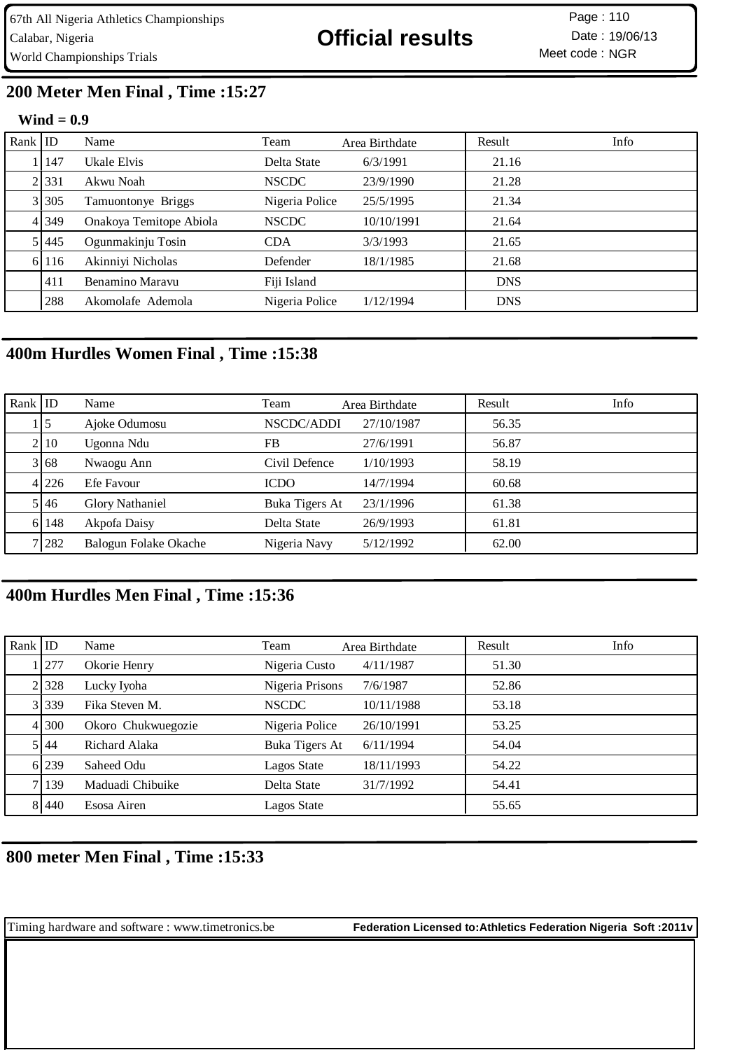## 200 Meter Men Final , Time :15:27

**Wind = 0.9**

| Rank | ID | Name | Team | Area Birthdate | Result | Info |
|---|---|---|---|---|---|---|
| 1 | 147 | Ukale Elvis | Delta State | 6/3/1991 | 21.16 | |
| 2 | 331 | Akwu Noah | NSCDC | 23/9/1990 | 21.28 | |
| 3 | 305 | Tamuontonye Briggs | Nigeria Police | 25/5/1995 | 21.34 | |
| 4 | 349 | Onakoya Temitope Abiola | NSCDC | 10/10/1991 | 21.64 | |
| 5 | 445 | Ogunmakinju Tosin | CDA | 3/3/1993 | 21.65 | |
| 6 | 116 | Akinniyi Nicholas | Defender | 18/1/1985 | 21.68 | |
| | 411 | Benamino Maravu | Fiji Island | | DNS | |
| | 288 | Akomolafe Ademola | Nigeria Police | 1/12/1994 | DNS | |

## 400m Hurdles Women Final , Time :15:38

| Rank | ID | Name | Team | Area Birthdate | Result | Info |
|---|---|---|---|---|---|---|
| 1 | 5 | Ajoke Odumosu | NSCDC/ADDI | 27/10/1987 | 56.35 | |
| 2 | 10 | Ugonna Ndu | FB | 27/6/1991 | 56.87 | |
| 3 | 68 | Nwaogu Ann | Civil Defence | 1/10/1993 | 58.19 | |
| 4 | 226 | Efe Favour | ICDO | 14/7/1994 | 60.68 | |
| 5 | 46 | Glory Nathaniel | Buka Tigers At | 23/1/1996 | 61.38 | |
| 6 | 148 | Akpofa Daisy | Delta State | 26/9/1993 | 61.81 | |
| 7 | 282 | Balogun Folake Okache | Nigeria Navy | 5/12/1992 | 62.00 | |

## 400m Hurdles Men Final , Time :15:36

| Rank | ID | Name | Team | Area Birthdate | Result | Info |
|---|---|---|---|---|---|---|
| 1 | 277 | Okorie Henry | Nigeria Custo | 4/11/1987 | 51.30 | |
| 2 | 328 | Lucky Iyoha | Nigeria Prisons | 7/6/1987 | 52.86 | |
| 3 | 339 | Fika Steven M. | NSCDC | 10/11/1988 | 53.18 | |
| 4 | 300 | Okoro Chukwuegozie | Nigeria Police | 26/10/1991 | 53.25 | |
| 5 | 44 | Richard Alaka | Buka Tigers At | 6/11/1994 | 54.04 | |
| 6 | 239 | Saheed Odu | Lagos State | 18/11/1993 | 54.22 | |
| 7 | 139 | Maduadi Chibuike | Delta State | 31/7/1992 | 54.41 | |
| 8 | 440 | Esosa Airen | Lagos State | | 55.65 | |

## 800 meter Men Final , Time :15:33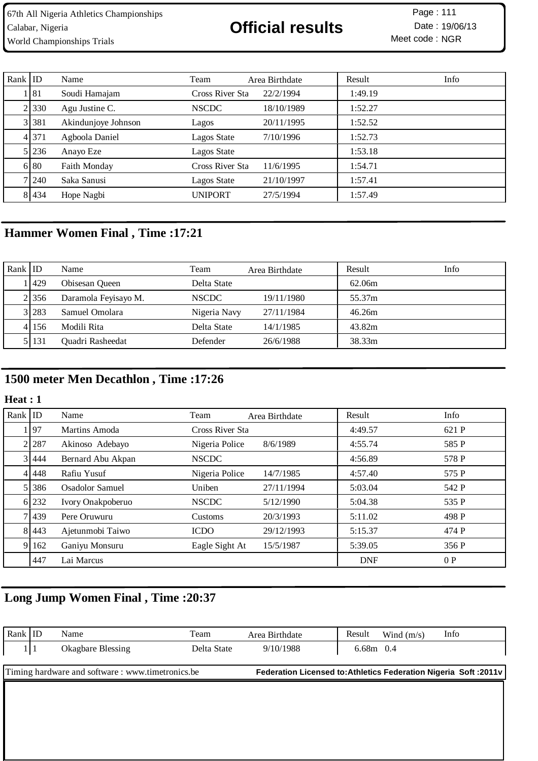| Rank | ID | Name | Team | Area Birthdate | Result | Info |
|---|---|---|---|---|---|---|
| 1 | 81 | Soudi Hamajam | Cross River Sta | 22/2/1994 | 1:49.19 | |
| 2 | 330 | Agu Justine C. | NSCDC | 18/10/1989 | 1:52.27 | |
| 3 | 381 | Akindunjoye Johnson | Lagos | 20/11/1995 | 1:52.52 | |
| 4 | 371 | Agboola Daniel | Lagos State | 7/10/1996 | 1:52.73 | |
| 5 | 236 | Anayo Eze | Lagos State | | 1:53.18 | |
| 6 | 80 | Faith Monday | Cross River Sta | 11/6/1995 | 1:54.71 | |
| 7 | 240 | Saka Sanusi | Lagos State | 21/10/1997 | 1:57.41 | |
| 8 | 434 | Hope Nagbi | UNIPORT | 27/5/1994 | 1:57.49 | |

## Hammer Women Final , Time :17:21

| Rank | ID | Name | Team | Area Birthdate | Result | Info |
|---|---|---|---|---|---|---|
| 1 | 429 | Obisesan Queen | Delta State | | 62.06m | |
| 2 | 356 | Daramola Feyisayo M. | NSCDC | 19/11/1980 | 55.37m | |
| 3 | 283 | Samuel Omolara | Nigeria Navy | 27/11/1984 | 46.26m | |
| 4 | 156 | Modili Rita | Delta State | 14/1/1985 | 43.82m | |
| 5 | 131 | Quadri Rasheedat | Defender | 26/6/1988 | 38.33m | |

## 1500 meter Men Decathlon , Time :17:26

**Heat : 1**

| Rank | ID | Name | Team | Area Birthdate | Result | Info |
|---|---|---|---|---|---|---|
| 1 | 97 | Martins Amoda | Cross River Sta | | 4:49.57 | 621 P |
| 2 | 287 | Akinoso Adebayo | Nigeria Police | 8/6/1989 | 4:55.74 | 585 P |
| 3 | 444 | Bernard Abu Akpan | NSCDC | | 4:56.89 | 578 P |
| 4 | 448 | Rafiu Yusuf | Nigeria Police | 14/7/1985 | 4:57.40 | 575 P |
| 5 | 386 | Osadolor Samuel | Uniben | 27/11/1994 | 5:03.04 | 542 P |
| 6 | 232 | Ivory Onakpoberuo | NSCDC | 5/12/1990 | 5:04.38 | 535 P |
| 7 | 439 | Pere Oruwuru | Customs | 20/3/1993 | 5:11.02 | 498 P |
| 8 | 443 | Ajetunmobi Taiwo | ICDO | 29/12/1993 | 5:15.37 | 474 P |
| 9 | 162 | Ganiyu Monsuru | Eagle Sight At | 15/5/1987 | 5:39.05 | 356 P |
| | 447 | Lai Marcus | | | DNF | 0 P |

## Long Jump Women Final , Time :20:37

| Rank | ID | Name | Team | Area Birthdate | Result | Wind (m/s) | Info |
|---|---|---|---|---|---|---|---|
| 1 | 1 | Okagbare Blessing | Delta State | 9/10/1988 | 6.68m | 0.4 | |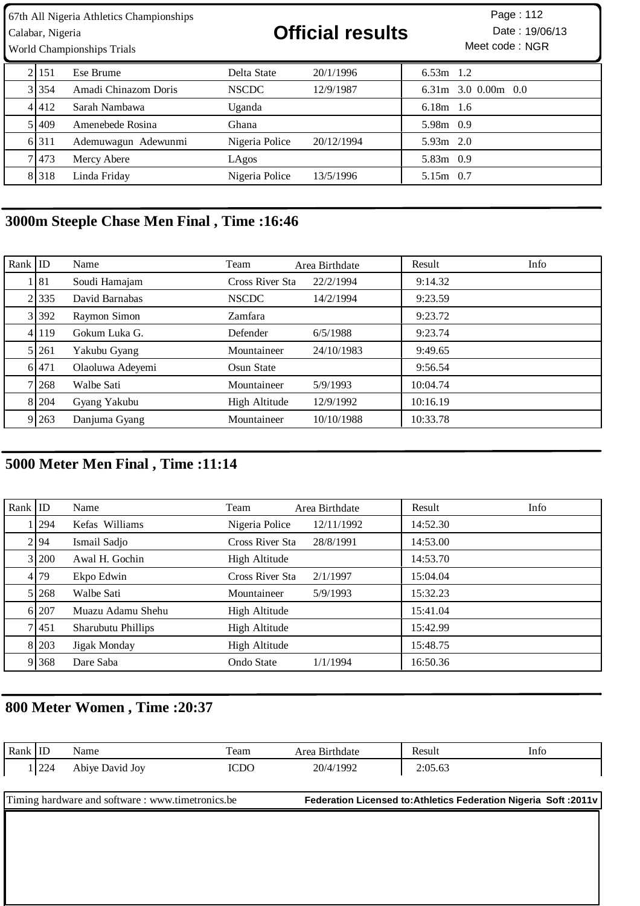| | | | | | | |
|---|---|---|---|---|---|---|
| 2 | 151 | Ese Brume | Delta State | 20/1/1996 | 6.53m 1.2 | |
| 3 | 354 | Amadi Chinazom Doris | NSCDC | 12/9/1987 | 6.31m 3.0 0.00m 0.0 | |
| 4 | 412 | Sarah Nambawa | Uganda | | 6.18m 1.6 | |
| 5 | 409 | Amenebede Rosina | Ghana | | 5.98m 0.9 | |
| 6 | 311 | Ademuwagun Adewunmi | Nigeria Police | 20/12/1994 | 5.93m 2.0 | |
| 7 | 473 | Mercy Abere | LAgos | | 5.83m 0.9 | |
| 8 | 318 | Linda Friday | Nigeria Police | 13/5/1996 | 5.15m 0.7 | |

## 3000m Steeple Chase Men Final , Time :16:46

| Rank | ID | Name | Team | Area Birthdate | Result | Info |
|---|---|---|---|---|---|---|
| 1 | 81 | Soudi Hamajam | Cross River Sta | 22/2/1994 | 9:14.32 | |
| 2 | 335 | David Barnabas | NSCDC | 14/2/1994 | 9:23.59 | |
| 3 | 392 | Raymon Simon | Zamfara | | 9:23.72 | |
| 4 | 119 | Gokum Luka G. | Defender | 6/5/1988 | 9:23.74 | |
| 5 | 261 | Yakubu Gyang | Mountaineer | 24/10/1983 | 9:49.65 | |
| 6 | 471 | Olaoluwa Adeyemi | Osun State | | 9:56.54 | |
| 7 | 268 | Walbe Sati | Mountaineer | 5/9/1993 | 10:04.74 | |
| 8 | 204 | Gyang Yakubu | High Altitude | 12/9/1992 | 10:16.19 | |
| 9 | 263 | Danjuma Gyang | Mountaineer | 10/10/1988 | 10:33.78 | |

## 5000 Meter Men Final , Time :11:14

| Rank | ID | Name | Team | Area Birthdate | Result | Info |
|---|---|---|---|---|---|---|
| 1 | 294 | Kefas Williams | Nigeria Police | 12/11/1992 | 14:52.30 | |
| 2 | 94 | Ismail Sadjo | Cross River Sta | 28/8/1991 | 14:53.00 | |
| 3 | 200 | Awal H. Gochin | High Altitude | | 14:53.70 | |
| 4 | 79 | Ekpo Edwin | Cross River Sta | 2/1/1997 | 15:04.04 | |
| 5 | 268 | Walbe Sati | Mountaineer | 5/9/1993 | 15:32.23 | |
| 6 | 207 | Muazu Adamu Shehu | High Altitude | | 15:41.04 | |
| 7 | 451 | Sharubutu Phillips | High Altitude | | 15:42.99 | |
| 8 | 203 | Jigak Monday | High Altitude | | 15:48.75 | |
| 9 | 368 | Dare Saba | Ondo State | 1/1/1994 | 16:50.36 | |

## 800 Meter Women , Time :20:37

| Rank | ID | Name | Team | Area Birthdate | Result | Info |
|---|---|---|---|---|---|---|
| 1 | 224 | Abiye David Joy | ICDO | 20/4/1992 | 2:05.63 | |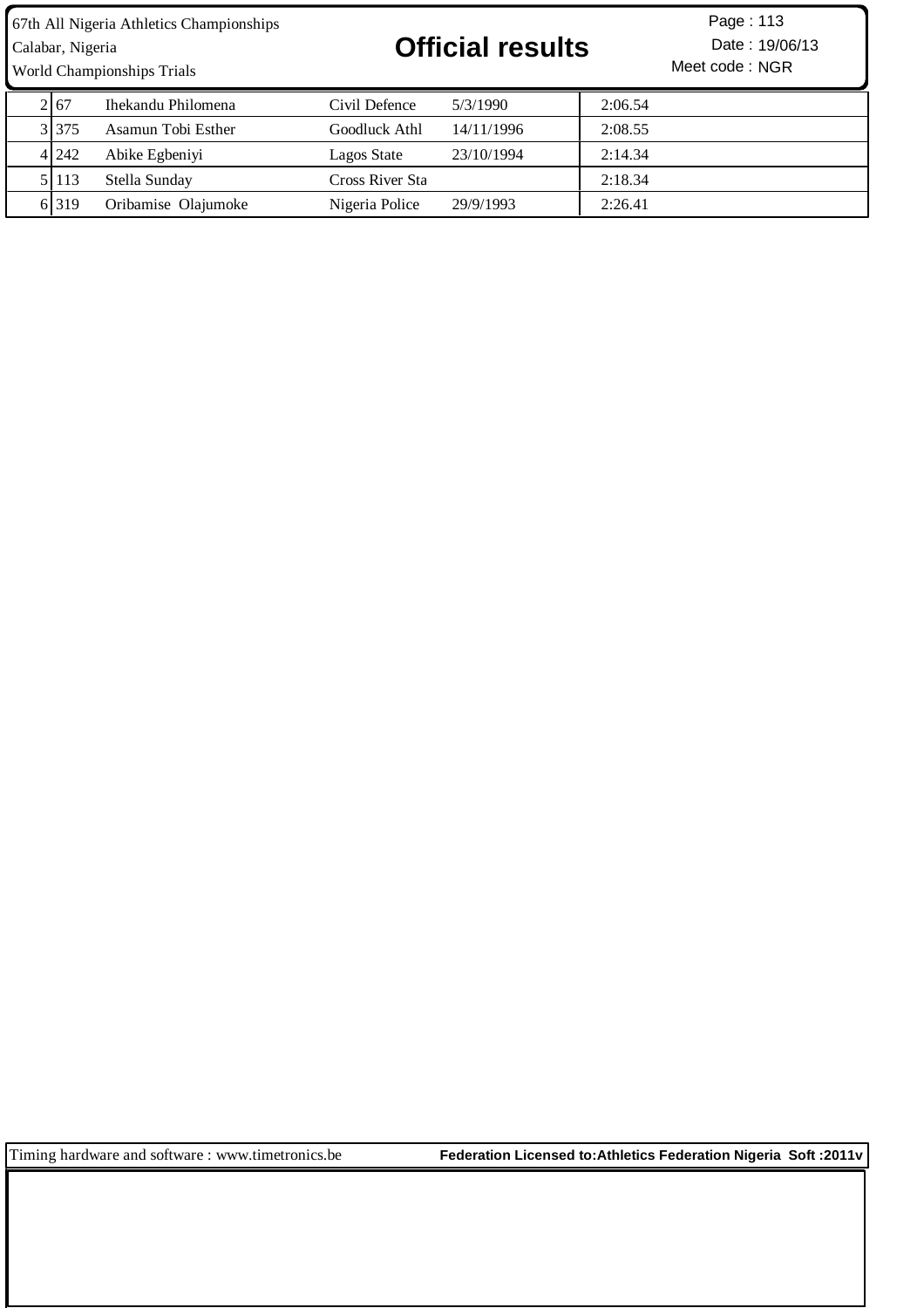| | | | | | |
|---|---|---|---|---|---|
| 2 | 67 | Ihekandu Philomena | Civil Defence | 5/3/1990 | 2:06.54 |
| 3 | 375 | Asamun Tobi Esther | Goodluck Athl | 14/11/1996 | 2:08.55 |
| 4 | 242 | Abike Egbeniyi | Lagos State | 23/10/1994 | 2:14.34 |
| 5 | 113 | Stella Sunday | Cross River Sta | | 2:18.34 |
| 6 | 319 | Oribamise Olajumoke | Nigeria Police | 29/9/1993 | 2:26.41 |